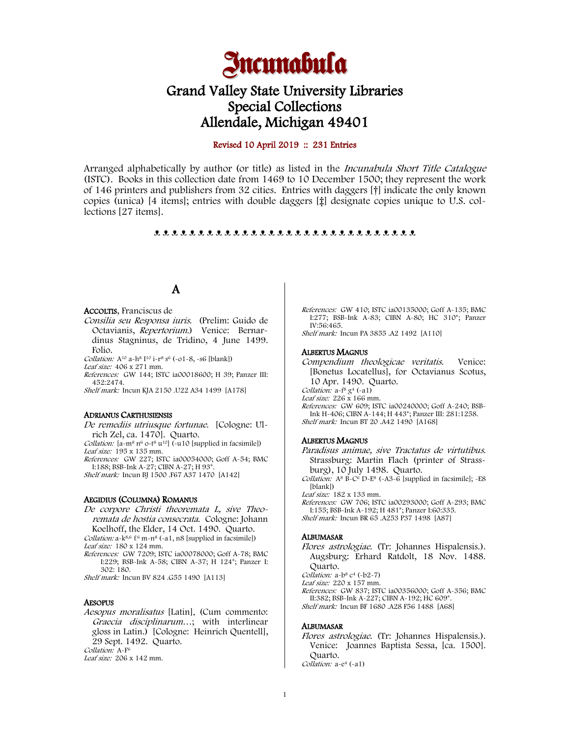# Incunabula

## Grand Valley State University Libraries
## Special Collections
## Allendale, Michigan 49401

Revised 10 April 2019 :: 231 Entries

Arranged alphabetically by author (or title) as listed in the *Incunabula Short Title Catalogue* (ISTC). Books in this collection date from 1469 to 10 December 1500; they represent the work of 146 printers and publishers from 32 cities. Entries with daggers [†] indicate the only known copies (unica) [4 items]; entries with double daggers [‡] designate copies unique to U.S. collections [27 items].

## A

**ACCOLTIS**, Franciscus de

*Consilia seu Responsa iuris.* (Prelim: Guido de Octavianis, *Repertorium*.) Venice: Bernardinus Stagninus, de Tridino, 4 June 1499. Folio.

*Collation:* $A^{10}$ a-$h^8$ $I^{10}$ i-$r^8$ $s^6$ (-o1-8, -s6 [blank])
*Leaf size:* 406 x 271 mm.
*References:* GW 144; ISTC ia00018600; H 39; Panzer III: 452:2474.
*Shelf mark:* Incun KJA 2150 .U22 A34 1499 [A178]

**ADRIANUS CARTHUSIENSIS**

*De remediis utriusque fortunae.* [Cologne: Ulrich Zel, ca. 1470]. Quarto.

*Collation:* [a-$m^8$ $n^6$ o-$t^8$ $u^{10}$] (-u10 [supplied in facsimile])
*Leaf size:* 195 x 135 mm.
*References:* GW 227; ISTC ia00054000; Goff A-54; BMC I:188; BSB-Ink A-27; CIBN A-27; H 93*.
*Shelf mark:* Incun BJ 1500 .F67 A37 1470 [A142]

**AEGIDIUS (COLUMNA) ROMANUS**

*De corpore Christi theoremata L, sive Theoremata de hostia consecrata.* Cologne: Johann Koelhoff, the Elder, 14 Oct. 1490. Quarto.

*Collation:* a-$k^{8,6}$ $l^6$ m-$n^8$ (-a1, n8 [supplied in facsimile])
*Leaf size:* 180 x 124 mm.
*References:* GW 7209; ISTC ia00078000; Goff A-78; BMC I:229; BSB-Ink A-58; CIBN A-37; H 124*; Panzer I: 302: 180.
*Shelf mark:* Incun BV 824 .G55 1490 [A113]

**AESOPUS**

*Aesopus moralisatus* [Latin]. (Cum commento: *Graecia disciplinarum*...; with interlinear gloss in Latin.) [Cologne: Heinrich Quentell], 29 Sept. 1492. Quarto.

*Collation:* A-$F^6$
*Leaf size:* 206 x 142 mm.
*References:* GW 410; ISTC ia00135000; Goff A-135; BMC I:277; BSB-Ink A-83; CIBN A-80; HC 310*; Panzer IV:56:465.
*Shelf mark:* Incun PA 3855 .A2 1492 [A110]

**ALBERTUS MAGNUS**

*Compendium theologicae veritatis.* Venice: [Bonetus Locatellus], for Octavianus Scotus, 10 Apr. 1490. Quarto.

*Collation:* a-$f^8$ $g^4$ (-a1)
*Leaf size:* 226 x 166 mm.
*References:* GW 609; ISTC ia00240000; Goff A-240; BSB-Ink H-406; CIBN A-144; H 443*; Panzer III: 281:1258.
*Shelf mark:* Incun BT 20 .A42 1490 [A168]

**ALBERTUS MAGNUS**

*Paradisus animae, sive Tractatus de virtutibus.* Strassburg: Martin Flach (printer of Strassburg), 10 July 1498. Quarto.

*Collation:* $A^8$ B-$C^6$ D-$E^8$ (-A3-6 [supplied in facsimile]; -E8 [blank])
*Leaf size:* 182 x 133 mm.
*References:* GW 706; ISTC ia00293000; Goff A-293; BMC I:155; BSB-Ink A-192; H 481*; Panzer I:60:335.
*Shelf mark:* Incun BR 65 .A253 P37 1498 [A87]

**ALBUMASAR**

*Flores astrologiae.* (Tr: Johannes Hispalensis.). Augsburg: Erhard Ratdolt, 18 Nov. 1488. Quarto.

*Collation:* a-$b^8$ $c^4$ (-b2-7)
*Leaf size:* 220 x 157 mm.
*References:* GW 837; ISTC ia00356000; Goff A-356; BMC II:382; BSB-Ink A-227; CIBN A-192; HC 609*.
*Shelf mark:* Incun BF 1680 .A28 F56 1488 [A68]

**ALBUMASAR**

*Flores astrologiae.* (Tr: Johannes Hispalensis.). Venice: Joannes Baptista Sessa, [ca. 1500]. Quarto.

*Collation:* a-$e^4$ (-a1)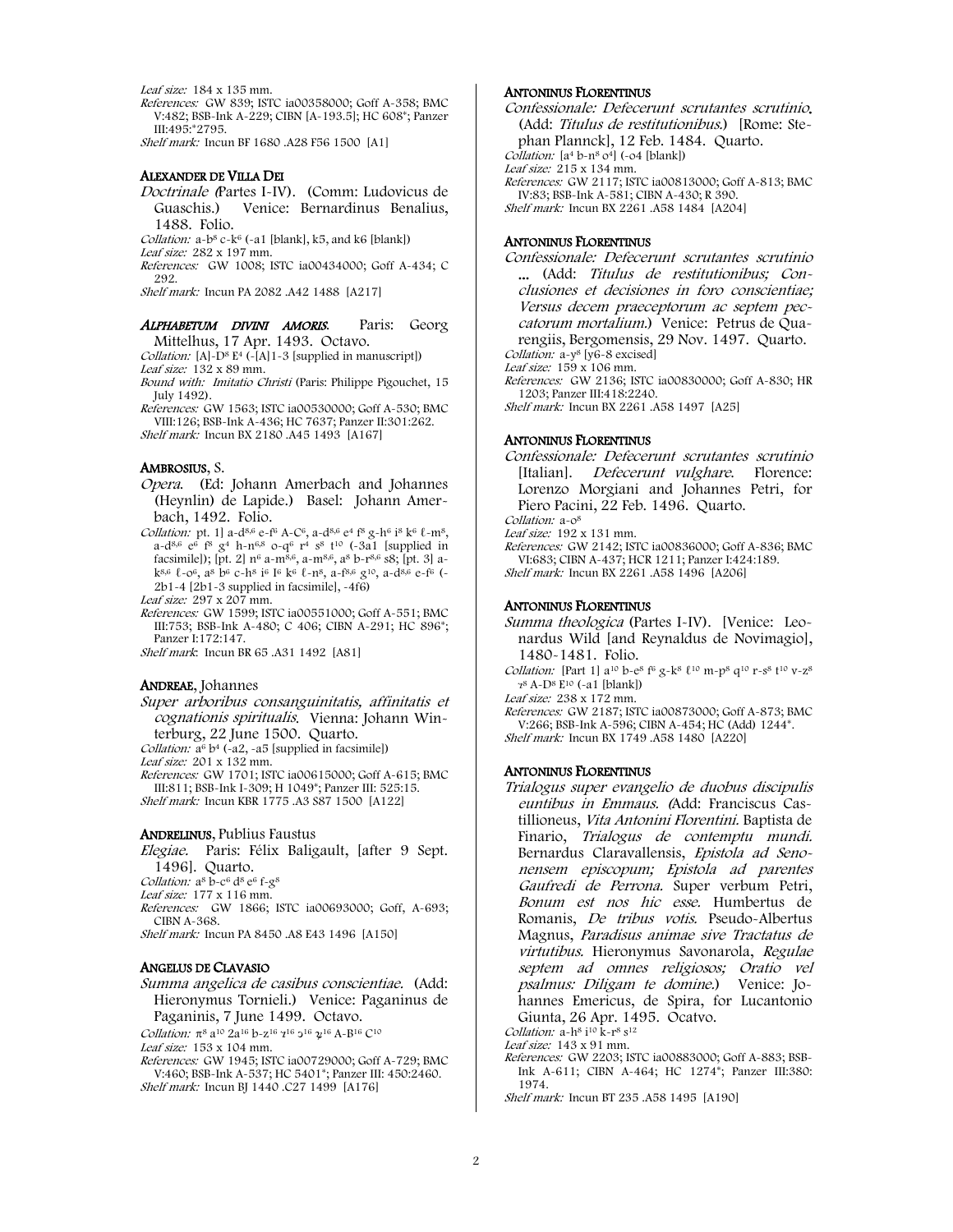*Leaf size:* 184 x 135 mm.
*References:* GW 839; ISTC ia00358000; Goff A-358; BMC V:482; BSB-Ink A-229; CIBN [A-193.5]; HC 608*; Panzer III:495:*2795.
*Shelf mark:* Incun BF 1680 .A28 F56 1500 [A1]

**ALEXANDER DE VILLA DEI**

*Doctrinale* (Partes I-IV). (Comm: Ludovicus de Guaschis.) Venice: Bernardinus Benalius, 1488. Folio.
*Collation:* a-b$^8$ c-k$^6$ (-a1 [blank], k5, and k6 [blank])
*Leaf size:* 282 x 197 mm.
*References:* GW 1008; ISTC ia00434000; Goff A-434; C 292.
*Shelf mark:* Incun PA 2082 .A42 1488 [A217]

***ALPHABETUM DIVINI AMORIS.*** Paris: Georg Mittelhus, 17 Apr. 1493. Octavo.
*Collation:* [A]-D$^8$ E$^4$ (-[A]1-3 [supplied in manuscript])
*Leaf size:* 132 x 89 mm.
*Bound with:* *Imitatio Christi* (Paris: Philippe Pigouchet, 15 July 1492).
*References:* GW 1563; ISTC ia00530000; Goff A-530; BMC VIII:126; BSB-Ink A-436; HC 7637; Panzer II:301:262.
*Shelf mark:* Incun BX 2180 .A45 1493 [A167]

**AMBROSIUS**, S.

*Opera.* (Ed: Johann Amerbach and Johannes (Heynlin) de Lapide.) Basel: Johann Amerbach, 1492. Folio.
*Collation:* pt. 1] a-d$^{8,6}$ e-f$^6$ A-C$^6$, a-d$^{8,6}$ e$^4$ f$^8$ g-h$^6$ i$^8$ k$^6$ ℓ-m$^8$, a-d$^{8,6}$ e$^6$ f$^8$ g$^4$ h-n$^{6,8}$ o-q$^6$ r$^4$ s$^8$ t$^{10}$ (-3a1 [supplied in facsimile]); [pt. 2] n$^6$ a-m$^{8,6}$, a-m$^{8,6}$, a$^8$ b-r$^{8,6}$ s8; [pt. 3] a-k$^{8,6}$ ℓ-o$^6$, a$^8$ b$^6$ c-h$^8$ i$^6$ I$^6$ k$^6$ ℓ-n$^8$, a-f$^{8,6}$ g$^{10}$, a-d$^{8,6}$ e-f$^6$ (-2b1-4 [2b1-3 supplied in facsimile], -4f6)
*Leaf size:* 297 x 207 mm.
*References:* GW 1599; ISTC ia00551000; Goff A-551; BMC III:753; BSB-Ink A-480; C 406; CIBN A-291; HC 896*; Panzer I:172:147.
*Shelf mark*: Incun BR 65 .A31 1492 [A81]

**ANDREAE**, Johannes

*Super arboribus consanguinitatis, affinitatis et cognationis spiritualis.* Vienna: Johann Winterburg, 22 June 1500. Quarto.
*Collation:* a$^6$ b$^4$ (-a2, -a5 [supplied in facsimile])
*Leaf size:* 201 x 132 mm.
*References:* GW 1701; ISTC ia00615000; Goff A-615; BMC III:811; BSB-Ink I-309; H 1049*; Panzer III: 525:15.
*Shelf mark:* Incun KBR 1775 .A3 S87 1500 [A122]

**ANDRELINUS**, Publius Faustus

*Elegiae.* Paris: Félix Baligault, [after 9 Sept. 1496]. Quarto.
*Collation:* a$^8$ b-c$^6$ d$^8$ e$^6$ f-g$^8$
*Leaf size:* 177 x 116 mm.
*References:* GW 1866; ISTC ia00693000; Goff, A-693; CIBN A-368.
*Shelf mark:* Incun PA 8450 .A8 E43 1496 [A150]

**ANGELUS DE CLAVASIO**

*Summa angelica de casibus conscientiae.* (Add: Hieronymus Tornieli.) Venice: Paganinus de Paganinis, 7 June 1499. Octavo.
*Collation:* π$^8$ a$^{10}$ 2a$^{16}$ b-z$^{16}$ ⁊$^{16}$ ꝯ$^{16}$ ꝶ$^{16}$ A-B$^{16}$ C$^{10}$
*Leaf size:* 153 x 104 mm.
*References:* GW 1945; ISTC ia00729000; Goff A-729; BMC V:460; BSB-Ink A-537; HC 5401*; Panzer III: 450:2460.
*Shelf mark:* Incun BJ 1440 .C27 1499 [A176]

**ANTONINUS FLORENTINUS**

*Confessionale: Defecerunt scrutantes scrutinio.* (Add: *Titulus de restitutionibus.*) [Rome: Stephan Plannck], 12 Feb. 1484. Quarto.
*Collation:* [a$^4$ b-n$^8$ o$^4$] (-o4 [blank])
*Leaf size:* 215 x 134 mm.
*References:* GW 2117; ISTC ia00813000; Goff A-813; BMC IV:83; BSB-Ink A-581; CIBN A-430; R 390.
*Shelf mark:* Incun BX 2261 .A58 1484 [A204]

**ANTONINUS FLORENTINUS**

*Confessionale: Defecerunt scrutantes scrutinio ...* (Add: *Titulus de restitutionibus; Conclusiones et decisiones in foro conscientiae; Versus decem praeceptorum ac septem peccatorum mortalium.*) Venice: Petrus de Quarengiis, Bergomensis, 29 Nov. 1497. Quarto.
*Collation:* a-y$^8$ [y6-8 excised]
*Leaf size:* 159 x 106 mm.
*References:* GW 2136; ISTC ia00830000; Goff A-830; HR 1203; Panzer III:418:2240.
*Shelf mark:* Incun BX 2261 .A58 1497 [A25]

**ANTONINUS FLORENTINUS**

*Confessionale: Defecerunt scrutantes scrutinio* [Italian]. *Defecerunt vulghare.* Florence: Lorenzo Morgiani and Johannes Petri, for Piero Pacini, 22 Feb. 1496. Quarto.
*Collation:* a-o$^8$
*Leaf size:* 192 x 131 mm.
*References:* GW 2142; ISTC ia00836000; Goff A-836; BMC VI:683; CIBN A-437; HCR 1211; Panzer I:424:189.
*Shelf mark:* Incun BX 2261 .A58 1496 [A206]

**ANTONINUS FLORENTINUS**

*Summa theologica* (Partes I-IV). [Venice: Leonardus Wild [and Reynaldus de Novimagio], 1480-1481. Folio.
*Collation:* [Part 1] a$^{10}$ b-e$^8$ f$^6$ g-k$^8$ ℓ$^{10}$ m-p$^8$ q$^{10}$ r-s$^8$ t$^{10}$ v-z$^8$ ⁊$^8$ A-D$^8$ E$^{10}$ (-a1 [blank])
*Leaf size:* 238 x 172 mm.
*References:* GW 2187; ISTC ia00873000; Goff A-873; BMC V:266; BSB-Ink A-596; CIBN A-454; HC (Add) 1244*.
*Shelf mark:* Incun BX 1749 .A58 1480 [A220]

**ANTONINUS FLORENTINUS**

*Trialogus super evangelio de duobus discipulis euntibus in Emmaus.* (Add: Franciscus Castillioneus, *Vita Antonini Florentini.* Baptista de Finario, *Trialogus de contemptu mundi.* Bernardus Claravallensis, *Epistola ad Senonensem episcopum; Epistola ad parentes Gaufredi de Perrona.* Super verbum Petri, *Bonum est nos hic esse.* Humbertus de Romanis, *De tribus votis.* Pseudo-Albertus Magnus, *Paradisus animae sive Tractatus de virtutibus.* Hieronymus Savonarola, *Regulae septem ad omnes religiosos; Oratio vel psalmus: Diligam te domine.*) Venice: Johannes Emericus, de Spira, for Lucantonio Giunta, 26 Apr. 1495. Ocatvo.
*Collation:* a-h$^8$ i$^{10}$ k-r$^8$ s$^{12}$
*Leaf size:* 143 x 91 mm.
*References:* GW 2203; ISTC ia00883000; Goff A-883; BSB-Ink A-611; CIBN A-464; HC 1274*; Panzer III:380: 1974.
*Shelf mark:* Incun BT 235 .A58 1495 [A190]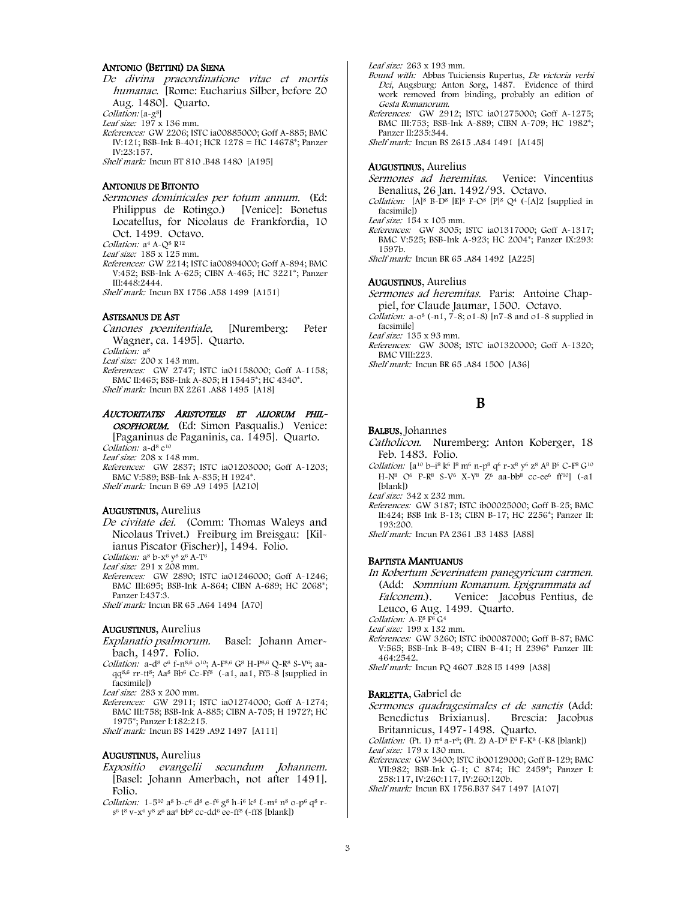**ANTONIO (BETTINI) DA SIENA**

*De divina praeordinatione vitae et mortis humanae.* [Rome: Eucharius Silber, before 20 Aug. 1480]. Quarto.

*Collation:* [a-g$^8$]

*Leaf size:* 197 x 136 mm.

*References:* GW 2206; ISTC ia00885000; Goff A-885; BMC IV:121; BSB-Ink B-401; HCR 1278 = HC 14678*; Panzer IV:23:157.

*Shelf mark:* Incun BT 810 .B48 1480 [A195]

**ANTONIUS DE BITONTO**

*Sermones dominicales per totum annum.* (Ed: Philippus de Rotingo.) [Venice]: Bonetus Locatellus, for Nicolaus de Frankfordia, 10 Oct. 1499. Octavo.

*Collation:* a$^4$ A-Q$^8$ R$^{12}$

*Leaf size:* 185 x 125 mm.

*References:* GW 2214; ISTC ia00894000; Goff A-894; BMC V:452; BSB-Ink A-625; CIBN A-465; HC 3221*; Panzer III:448:2444.

*Shelf mark:* Incun BX 1756 .A58 1499 [A151]

**ASTESANUS DE AST**

*Canones poenitentiale.* [Nuremberg: Peter Wagner, ca. 1495]. Quarto.

*Collation:* a$^8$

*Leaf size:* 200 x 143 mm.

*References:* GW 2747; ISTC ia01158000; Goff A-1158; BMC II:465; BSB-Ink A-805; H 15445*; HC 4340*.

*Shelf mark:* Incun BX 2261 .A88 1495 [A18]

***AUCTORITATES ARISTOTELIS ET ALIORUM PHILOSOPHORUM.*** (Ed: Simon Pasqualis.) Venice: [Paganinus de Paganinis, ca. 1495]. Quarto.

*Collation:* a-d$^8$ e$^{10}$

*Leaf size:* 208 x 148 mm.

*References:* GW 2837; ISTC ia01203000; Goff A-1203; BMC V:589; BSB-Ink A-835; H 1924*.

*Shelf mark:* Incun B 69 .A9 1495 [A210]

**AUGUSTINUS**, Aurelius

*De civitate dei.* (Comm: Thomas Waleys and Nicolaus Trivet.) Freiburg im Breisgau: [Kilianus Piscator (Fischer)], 1494. Folio.

*Collation:* a$^8$ b-x$^6$ y$^8$ z$^6$ A-T$^6$

*Leaf size:* 291 x 208 mm.

*References:* GW 2890; ISTC ia01246000; Goff A-1246; BMC III:695; BSB-Ink A-864; CIBN A-689; HC 2068*; Panzer I:437:3.

*Shelf mark:* Incun BR 65 .A64 1494 [A70]

**AUGUSTINUS**, Aurelius

*Explanatio psalmorum.* Basel: Johann Amerbach, 1497. Folio.

*Collation:* a-d$^8$ e$^6$ f-n$^{8,6}$ o$^{10}$; A-F$^{8,6}$ G$^8$ H-P$^{8,6}$ Q-R$^8$ S-V$^6$; aa-qq$^{8,6}$ rr-tt$^8$; Aa$^8$ Bb$^6$ Cc-Ff$^8$ (-a1, aa1, Ff5-8 [supplied in facsimile])

*Leaf size:* 283 x 200 mm.

*References:* GW 2911; ISTC ia01274000; Goff A-1274; BMC III:758; BSB-Ink A-885; CIBN A-705; H 1972?; HC 1975*; Panzer I:182:215.

*Shelf mark:* Incun BS 1429 .A92 1497 [A111]

**AUGUSTINUS**, Aurelius

*Expositio evangelii secundum Johannem.* [Basel: Johann Amerbach, not after 1491]. Folio.

*Collation:* 1-5$^{10}$ a$^8$ b-c$^6$ d$^8$ e-f$^6$ g$^8$ h-i$^6$ k$^8$ l-m$^6$ n$^8$ o-p$^6$ q$^8$ r-s$^6$ t$^8$ v-x$^6$ y$^8$ z$^6$ aa$^6$ bb$^8$ cc-dd$^6$ ee-ff$^8$ (-ff8 [blank])

*Leaf size:* 263 x 193 mm.

*Bound with:* Abbas Tuiciensis Rupertus, *De victoria verbi Dei*, Augsburg: Anton Sorg, 1487. Evidence of third work removed from binding, probably an edition of *Gesta Romanorum*.

*References:* GW 2912; ISTC ia01275000; Goff A-1275; BMC III:753; BSB-Ink A-889; CIBN A-709; HC 1982*; Panzer II:235:344.

*Shelf mark:* Incun BS 2615 .A84 1491 [A145]

**AUGUSTINUS**, Aurelius

*Sermones ad heremitas.* Venice: Vincentius Benalius, 26 Jan. 1492/93. Octavo.

*Collation:* [A]$^8$ B-D$^8$ [E]$^8$ F-O$^8$ [P]$^8$ Q$^4$ (-[A]2 [supplied in facsimile])

*Leaf size:* 154 x 105 mm.

*References:* GW 3005; ISTC ia01317000; Goff A-1317; BMC V:525; BSB-Ink A-923; HC 2004*; Panzer IX:293:1597b.

*Shelf mark:* Incun BR 65 .A84 1492 [A225]

**AUGUSTINUS**, Aurelius

*Sermones ad heremitas.* Paris: Antoine Chappiel, for Claude Jaumar, 1500. Octavo.

*Collation:* a-o$^8$ (-n1, 7-8; o1-8) [n7-8 and o1-8 supplied in facsimile]

*Leaf size:* 135 x 93 mm.

*References:* GW 3008; ISTC ia01320000; Goff A-1320; BMC VIII:223.

*Shelf mark:* Incun BR 65 .A84 1500 [A36]

## B

**BALBUS**, Johannes

*Catholicon.* Nuremberg: Anton Koberger, 18 Feb. 1483. Folio.

*Collation:* [a$^{10}$ b–i$^8$ k$^6$ l$^8$ m$^6$ n-p$^8$ q$^6$ r-x$^8$ y$^6$ z$^8$ A$^8$ B$^6$ C-F$^8$ G$^{10}$ H-N$^8$ O$^6$ P-R$^8$ S-V$^6$ X-Y$^8$ Z$^6$ aa-bb$^8$ cc-ee$^6$ ff$^{10}$] (-a1 [blank])

*Leaf size:* 342 x 232 mm.

*References:* GW 3187; ISTC ib00025000; Goff B-25; BMC II:424; BSB Ink B-13; CIBN B-17; HC 2256*; Panzer II:193:200.

*Shelf mark:* Incun PA 2361 .B3 1483 [A88]

**BAPTISTA MANTUANUS**

*In Robertum Severinatem panegyricum carmen.* (Add: *Somnium Romanum. Epigrammata ad Falconem.*). Venice: Jacobus Pentius, de Leuco, 6 Aug. 1499. Quarto.

*Collation:* A-E$^8$ F$^6$ G$^4$

*Leaf size:* 199 x 132 mm.

*References:* GW 3260; ISTC ib00087000; Goff B-87; BMC V:565; BSB-Ink B-49; CIBN B-41; H 2396* Panzer III: 464:2542.

*Shelf mark:* Incun PQ 4607 .B28 I5 1499 [A38]

**BARLETTA**, Gabriel de

*Sermones quadragesimales et de sanctis* (Add: Benedictus Brixianus]. Brescia: Jacobus Britannicus, 1497-1498. Quarto.

*Collation:* (Pt. 1) π$^4$ a-r$^8$; (Pt. 2) A-D$^8$ E$^6$ F-K$^8$ (-K8 [blank])

*Leaf size:* 179 x 130 mm.

*References:* GW 3400; ISTC ib00129000; Goff B-129; BMC VII:982; BSB-Ink G-1; C 874; HC 2459*; Panzer I: 258:117, IV:260:117, IV:260:120b.

*Shelf mark:* Incun BX 1756.B37 S47 1497 [A107]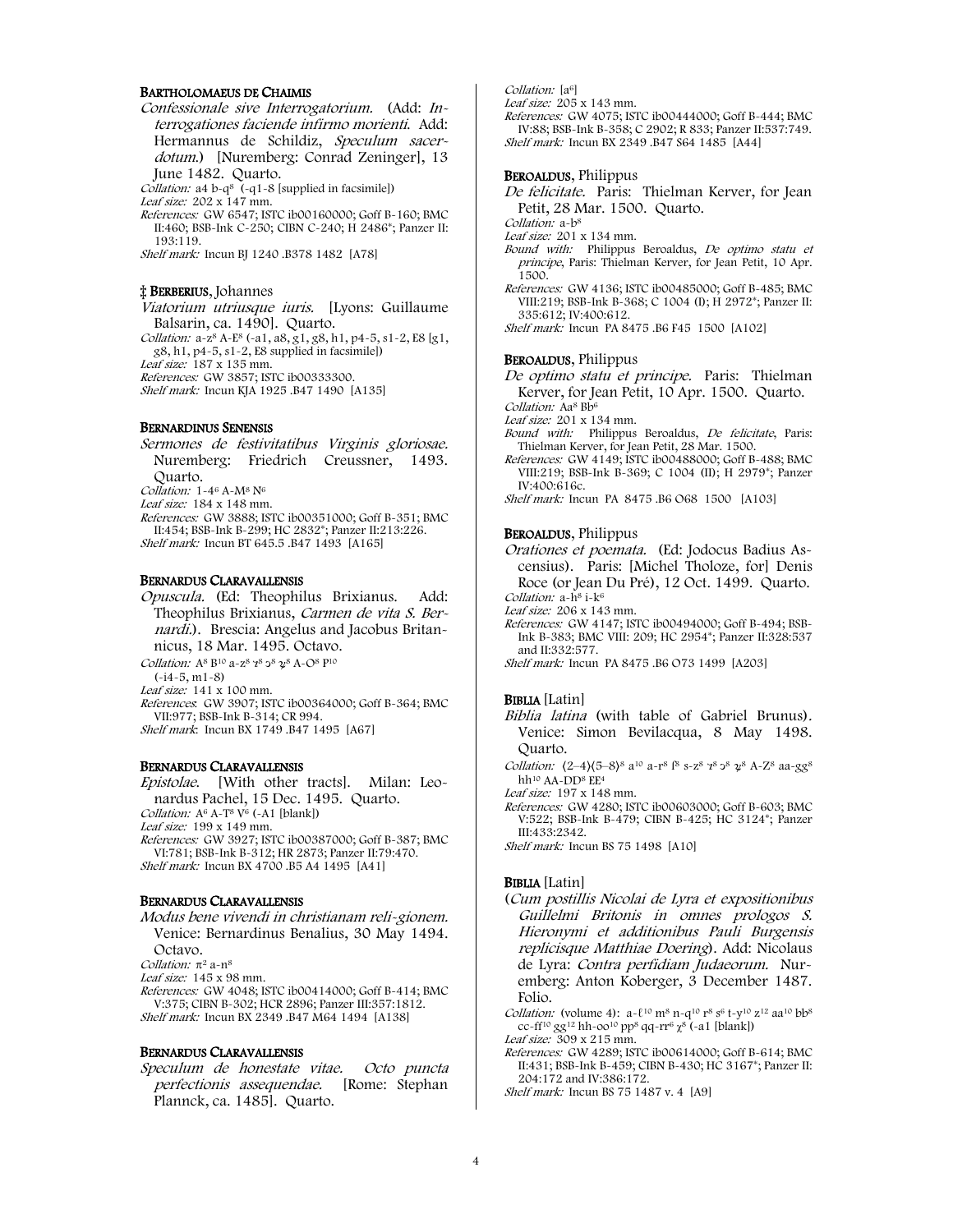**BARTHOLOMAEUS DE CHAIMIS**

*Confessionale sive Interrogatorium.* (Add: *Interrogationes faciende infirmo morienti.* Add: Hermannus de Schildiz, *Speculum sacerdotum.*) [Nuremberg: Conrad Zeninger], 13 June 1482. Quarto.

*Collation:* a4 b-q$^{8}$ (-q1-8 [supplied in facsimile])
*Leaf size:* 202 x 147 mm.
*References:* GW 6547; ISTC ib00160000; Goff B-160; BMC II:460; BSB-Ink C-250; CIBN C-240; H 2486*; Panzer II: 193:119.
*Shelf mark:* Incun BJ 1240 .B378 1482 [A78]

**‡ BERBERIUS, Johannes**

*Viatorium utriusque iuris.* [Lyons: Guillaume Balsarin, ca. 1490]. Quarto.

*Collation:* a-z$^{8}$ A-E$^{8}$ (-a1, a8, g1, g8, h1, p4-5, s1-2, E8 [g1, g8, h1, p4-5, s1-2, E8 supplied in facsimile])
*Leaf size:* 187 x 135 mm.
*References:* GW 3857; ISTC ib00333300.
*Shelf mark:* Incun KJA 1925 .B47 1490 [A135]

**BERNARDINUS SENENSIS**

*Sermones de festivitatibus Virginis gloriosae.* Nuremberg: Friedrich Creussner, 1493. Quarto.

*Collation:* 1-4$^{6}$ A-M$^{8}$ N$^{6}$
*Leaf size:* 184 x 148 mm.
*References:* GW 3888; ISTC ib00351000; Goff B-351; BMC II:454; BSB-Ink B-299; HC 2832*; Panzer II:213:226.
*Shelf mark:* Incun BT 645.5 .B47 1493 [A165]

**BERNARDUS CLARAVALLENSIS**

*Opuscula.* (Ed: Theophilus Brixianus. Add: Theophilus Brixianus, *Carmen de vita S. Bernardi.*). Brescia: Angelus and Jacobus Britannicus, 18 Mar. 1495. Octavo.

*Collation:* A$^{8}$ B$^{10}$ a-z$^{8}$ ꝛ$^{8}$ ꝯ$^{8}$ ꝶ$^{8}$ A-O$^{8}$ P$^{10}$ (-i4-5, m1-8)
*Leaf size:* 141 x 100 mm.
*References:* GW 3907; ISTC ib00364000; Goff B-364; BMC VII:977; BSB-Ink B-314; CR 994.
*Shelf mark:* Incun BX 1749 .B47 1495 [A67]

**BERNARDUS CLARAVALLENSIS**

*Epistolae.* [With other tracts]. Milan: Leonardus Pachel, 15 Dec. 1495. Quarto.

*Collation:* A$^{6}$ A-T$^{8}$ V$^{6}$ (-A1 [blank])
*Leaf size:* 199 x 149 mm.
*References:* GW 3927; ISTC ib00387000; Goff B-387; BMC VI:781; BSB-Ink B-312; HR 2873; Panzer II:79:470.
*Shelf mark:* Incun BX 4700 .B5 A4 1495 [A41]

**BERNARDUS CLARAVALLENSIS**

*Modus bene vivendi in christianam reli-gionem.* Venice: Bernardinus Benalius, 30 May 1494. Octavo.

*Collation:* π$^{2}$ a-n$^{8}$
*Leaf size:* 145 x 98 mm.
*References:* GW 4048; ISTC ib00414000; Goff B-414; BMC V:375; CIBN B-302; HCR 2896; Panzer III:357:1812.
*Shelf mark:* Incun BX 2349 .B47 M64 1494 [A138]

**BERNARDUS CLARAVALLENSIS**

*Speculum de honestate vitae. Octo puncta perfectionis assequendae.* [Rome: Stephan Plannck, ca. 1485]. Quarto.

*Collation:* [a$^{6}$]
*Leaf size:* 205 x 143 mm.
*References:* GW 4075; ISTC ib00444000; Goff B-444; BMC IV:88; BSB-Ink B-358; C 2902; R 833; Panzer II:537:749.
*Shelf mark:* Incun BX 2349 .B47 S64 1485 [A44]

**BEROALDUS, Philippus**

*De felicitate.* Paris: Thielman Kerver, for Jean Petit, 28 Mar. 1500. Quarto.

*Collation:* a-b$^{8}$
*Leaf size:* 201 x 134 mm.
*Bound with:* Philippus Beroaldus, *De optimo statu et principe*, Paris: Thielman Kerver, for Jean Petit, 10 Apr. 1500.
*References:* GW 4136; ISTC ib00485000; Goff B-485; BMC VIII:219; BSB-Ink B-368; C 1004 (I); H 2972*; Panzer II: 335:612; IV:400:612.
*Shelf mark:* Incun PA 8475 .B6 F45 1500 [A102]

**BEROALDUS, Philippus**

*De optimo statu et principe.* Paris: Thielman Kerver, for Jean Petit, 10 Apr. 1500. Quarto.

*Collation:* Aa$^{8}$ Bb$^{6}$
*Leaf size:* 201 x 134 mm.
*Bound with:* Philippus Beroaldus, *De felicitate*, Paris: Thielman Kerver, for Jean Petit, 28 Mar. 1500.
*References:* GW 4149; ISTC ib00488000; Goff B-488; BMC VIII:219; BSB-Ink B-369; C 1004 (II); H 2979*; Panzer IV:400:616c.
*Shelf mark:* Incun PA 8475 .B6 O68 1500 [A103]

**BEROALDUS, Philippus**

*Orationes et poemata.* (Ed: Jodocus Badius Ascensius). Paris: [Michel Tholoze, for] Denis Roce (or Jean Du Pré), 12 Oct. 1499. Quarto.

*Collation:* a-h$^{8}$ i-k$^{6}$
*Leaf size:* 206 x 143 mm.
*References:* GW 4147; ISTC ib00494000; Goff B-494; BSB-Ink B-383; BMC VIII: 209; HC 2954*; Panzer II:328:537 and II:332:577.
*Shelf mark:* Incun PA 8475 .B6 O73 1499 [A203]

**BIBLIA [Latin]**

*Biblia latina* (with table of Gabriel Brunus). Venice: Simon Bevilacqua, 8 May 1498. Quarto.

*Collation:* (2–4)(5–8)$^{8}$ a$^{10}$ a-r$^{8}$ ſ$^{8}$ s-z$^{8}$ ꝛ$^{8}$ ꝯ$^{8}$ ꝶ$^{8}$ A-Z$^{8}$ aa-gg$^{8}$ hh$^{10}$ AA-DD$^{8}$ EE$^{4}$
*Leaf size:* 197 x 148 mm.
*References:* GW 4280; ISTC ib00603000; Goff B-603; BMC V:522; BSB-Ink B-479; CIBN B-425; HC 3124*; Panzer III:433:2342.
*Shelf mark:* Incun BS 75 1498 [A10]

**BIBLIA [Latin]**

(*Cum postillis Nicolai de Lyra et expositionibus Guillelmi Britonis in omnes prologos S. Hieronymi et additionibus Pauli Burgensis replicisque Matthiae Doering*). Add: Nicolaus de Lyra: *Contra perfidiam Judaeorum.* Nuremberg: Anton Koberger, 3 December 1487. Folio.

*Collation:* (volume 4): a-ℓ$^{10}$ m$^{8}$ n-q$^{10}$ r$^{8}$ s$^{6}$ t-y$^{10}$ z$^{12}$ aa$^{10}$ bb$^{8}$ cc-ff$^{10}$ gg$^{12}$ hh-oo$^{10}$ pp$^{8}$ qq-rr$^{6}$ χ$^{8}$ (-a1 [blank])
*Leaf size:* 309 x 215 mm.
*References:* GW 4289; ISTC ib00614000; Goff B-614; BMC II:431; BSB-Ink B-459; CIBN B-430; HC 3167*; Panzer II: 204:172 and IV:386:172.
*Shelf mark:* Incun BS 75 1487 v. 4 [A9]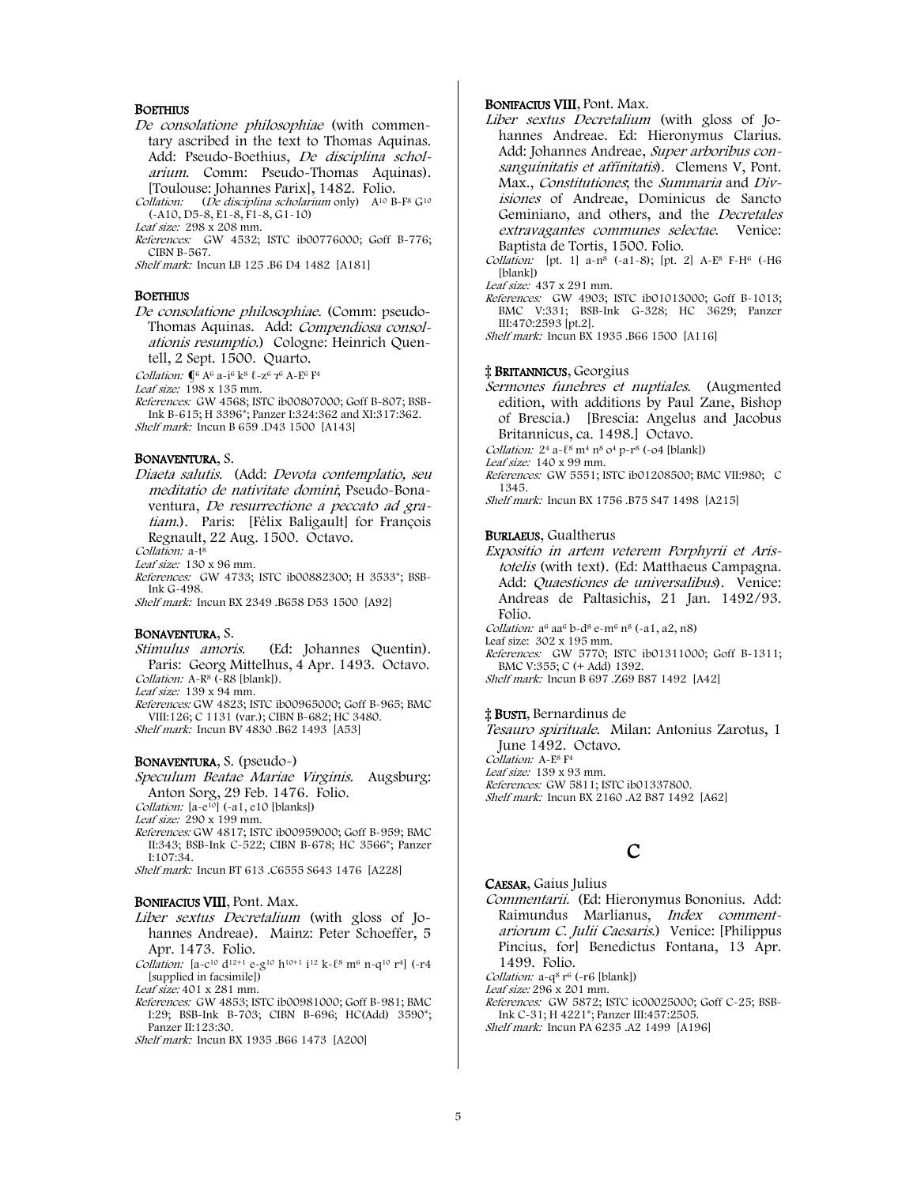**BOETHIUS**

*De consolatione philosophiae* (with commentary ascribed in the text to Thomas Aquinas. Add: Pseudo-Boethius, *De disciplina scholarium*. Comm: Pseudo-Thomas Aquinas). [Toulouse: Johannes Parix], 1482. Folio.

*Collation:* (*De disciplina scholarium* only) A[10] B-F[8] G[10] (-A10, D5-8, E1-8, F1-8, G1-10)

*Leaf size:* 298 x 208 mm.

*References:* GW 4532; ISTC ib00776000; Goff B-776; CIBN B-567.

*Shelf mark:* Incun LB 125 .B6 D4 1482 [A181]

**BOETHIUS**

*De consolatione philosophiae.* (Comm: pseudo-Thomas Aquinas. Add: *Compendiosa consolationis resumptio*.) Cologne: Heinrich Quentell, 2 Sept. 1500. Quarto.

*Collation:* ¶[6] A[6] a-i[6] k[8] ℓ-z[6] ʒ[6] A-E[6] F[4]

*Leaf size:* 198 x 135 mm.

*References:* GW 4568; ISTC ib00807000; Goff B-807; BSB-Ink B-615; H 3396*; Panzer I:324:362 and XI:317:362.

*Shelf mark:* Incun B 659 .D43 1500 [A143]

**BONAVENTURA**, S.

*Diaeta salutis.* (Add: *Devota contemplatio, seu meditatio de nativitate domini*; Pseudo-Bonaventura, *De resurrectione a peccato ad gratiam*.). Paris: [Félix Baligault] for François Regnault, 22 Aug. 1500. Octavo.

*Collation:* a-t[8]

*Leaf size:* 130 x 96 mm.

*References:* GW 4733; ISTC ib00882300; H 3533*; BSB-Ink G-498.

*Shelf mark:* Incun BX 2349 .B658 D53 1500 [A92]

**BONAVENTURA**, S.

*Stimulus amoris.* (Ed: Johannes Quentin). Paris: Georg Mittelhus, 4 Apr. 1493. Octavo.

*Collation:* A-R[8] (-R8 [blank]).

*Leaf size:* 139 x 94 mm.

*References:* GW 4823; ISTC ib00965000; Goff B-965; BMC VIII:126; C 1131 (var.); CIBN B-682; HC 3480.

*Shelf mark:* Incun BV 4830 .B62 1493 [A53]

**BONAVENTURA**, S. (pseudo-)

*Speculum Beatae Mariae Virginis.* Augsburg: Anton Sorg, 29 Feb. 1476. Folio.

*Collation:* [a-e[10]] (-a1, e10 [blanks])

*Leaf size:* 290 x 199 mm.

*References:* GW 4817; ISTC ib00959000; Goff B-959; BMC II:343; BSB-Ink C-522; CIBN B-678; HC 3566*; Panzer I:107:34.

*Shelf mark:* Incun BT 613 .C6555 S643 1476 [A228]

**BONIFACIUS VIII**, Pont. Max.

*Liber sextus Decretalium* (with gloss of Johannes Andreae). Mainz: Peter Schoeffer, 5 Apr. 1473. Folio.

*Collation:* [a-c[10] d[12+1] e-g[10] h[10+1] i[12] k-ℓ[8] m[6] n-q[10] r[4]] (-r4 [supplied in facsimile])

*Leaf size:* 401 x 281 mm.

*References:* GW 4853; ISTC ib00981000; Goff B-981; BMC I:29; BSB-Ink B-703; CIBN B-696; HC(Add) 3590*; Panzer II:123:30.

*Shelf mark:* Incun BX 1935 .B66 1473 [A200]

**BONIFACIUS VIII**, Pont. Max.

*Liber sextus Decretalium* (with gloss of Johannes Andreae. Ed: Hieronymus Clarius. Add: Johannes Andreae, *Super arboribus consanguinitatis et affinitatis*). Clemens V, Pont. Max., *Constitutiones*; the *Summaria* and *Divisiones* of Andreae, Dominicus de Sancto Geminiano, and others, and the *Decretales extravagantes communes selectae*. Venice: Baptista de Tortis, 1500. Folio.

*Collation:* [pt. 1] a-n[8] (-a1-8); [pt. 2] A-E[8] F-H[6] (-H6 [blank])

*Leaf size:* 437 x 291 mm.

*References:* GW 4903; ISTC ib01013000; Goff B-1013; BMC V:331; BSB-Ink G-328; HC 3629; Panzer III:470:2593 [pt.2].

*Shelf mark:* Incun BX 1935 .B66 1500 [A116]

‡ **BRITANNICUS**, Georgius

*Sermones funebres et nuptiales.* (Augmented edition, with additions by Paul Zane, Bishop of Brescia.) [Brescia: Angelus and Jacobus Britannicus, ca. 1498.] Octavo.

*Collation:* 2[4] a-ℓ[8] m[4] n[8] o[4] p-r[8] (-o4 [blank])

*Leaf size:* 140 x 99 mm.

*References:* GW 5551; ISTC ib01208500; BMC VII:980; C 1345.

*Shelf mark:* Incun BX 1756 .B75 S47 1498 [A215]

**BURLAEUS**, Gualtherus

*Expositio in artem veterem Porphyrii et Aristotelis* (with text). (Ed: Matthaeus Campagna. Add: *Quaestiones de universalibus*). Venice: Andreas de Paltasichis, 21 Jan. 1492/93. Folio.

*Collation:* a[6] aa[6] b-d[8] e-m[6] n[8] (-a1, a2, n8)

Leaf size: 302 x 195 mm.

*References:* GW 5770; ISTC ib01311000; Goff B-1311; BMC V:355; C (+ Add) 1392.

*Shelf mark:* Incun B 697 .Z69 B87 1492 [A42]

‡ **BUSTI**, Bernardinus de

*Tesauro spirituale.* Milan: Antonius Zarotus, 1 June 1492. Octavo.

*Collation:* A-E[8] F[4]

*Leaf size:* 139 x 93 mm.

*References:* GW 5811; ISTC ib01337800.

*Shelf mark:* Incun BX 2160 .A2 B87 1492 [A62]

# C

**CAESAR**, Gaius Julius

*Commentarii.* (Ed: Hieronymus Bononius. Add: Raimundus Marlianus, *Index commentariorum C. Julii Caesaris*.) Venice: [Philippus Pincius, for] Benedictus Fontana, 13 Apr. 1499. Folio.

*Collation:* a-q[8] r[6] (-r6 [blank])

*Leaf size:* 296 x 201 mm.

*References:* GW 5872; ISTC ic00025000; Goff C-25; BSB-Ink C-31; H 4221*; Panzer III:457:2505.

*Shelf mark:* Incun PA 6235 .A2 1499 [A196]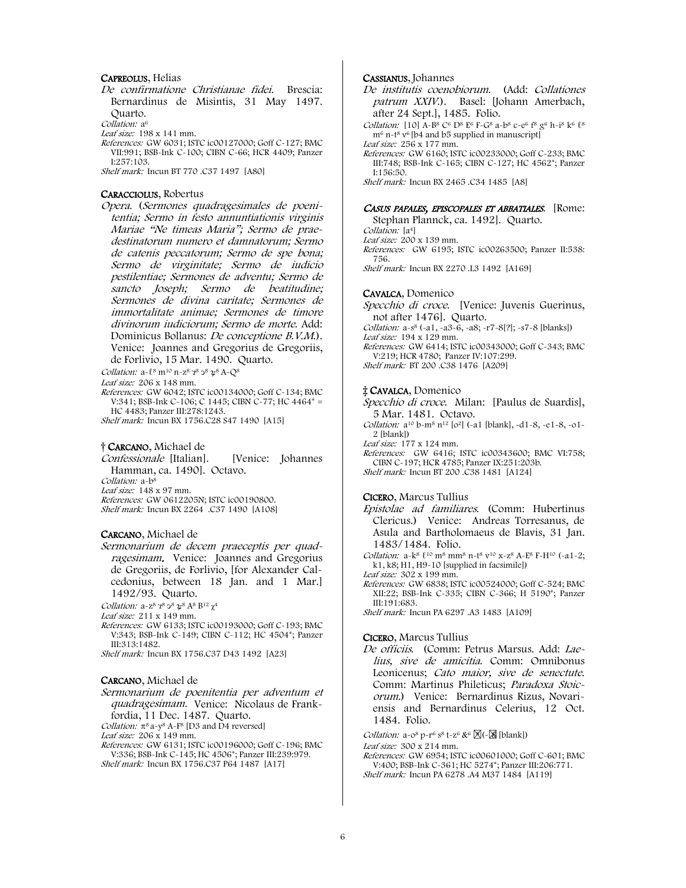**CAPREOLUS**, Helias

*De confirmatione Christianae fidei.* Brescia: Bernardinus de Misintis, 31 May 1497. Quarto.

*Collation:* $a^6$

*Leaf size:* 198 x 141 mm.

*References:* GW 6031; ISTC ic00127000; Goff C-127; BMC VII:991; BSB-Ink C-100; CIBN C-66; HCR 4409; Panzer I:257:103.

*Shelf mark:* Incun BT 770 .C37 1497 [A80]

**CARACCIOLUS**, Robertus

*Opera.* (*Sermones quadragesimales de poenitentia; Sermo in festo annuntiationis virginis Mariae "Ne timeas Maria"; Sermo de praedestinatorum numero et damnatorum; Sermo de catenis peccatorum; Sermo de spe bona; Sermo de virginitate; Sermo de iudicio pestilentiae; Sermones de adventu; Sermo de sancto Joseph; Sermo de beatitudine; Sermones de divina caritate; Sermones de immortalitate animae; Sermones de timore divinorum iudiciorum; Sermo de morte.* Add: Dominicus Bollanus: *De conceptione B.V.M.*). Venice: Joannes and Gregorius de Gregoriis, de Forlivio, 15 Mar. 1490. Quarto.

*Collation:* a-ℓ$^8$ m$^{10}$ n-z$^8$ ⁊$^8$ ꝯ$^8$ ꝶ$^8$ A-Q$^8$

*Leaf size:* 206 x 148 mm.

*References:* GW 6042; ISTC ic00134000; Goff C-134; BMC V:341; BSB-Ink C-106; C 1445; CIBN C-77; HC 4464* = HC 4483; Panzer III:278:1243.

*Shelf mark:* Incun BX 1756.C28 S47 1490 [A15]

† **CARCANO**, Michael de

*Confessionale* [Italian]. [Venice: Johannes Hamman, ca. 1490]. Octavo.

*Collation:* a-b$^8$

*Leaf size:* 148 x 97 mm.

*References:* GW 0612205N; ISTC ic00190800.

*Shelf mark:* Incun BX 2264 .C37 1490 [A108]

**CARCANO**, Michael de

*Sermonarium de decem praeceptis per quadragesimam.* Venice: Joannes and Gregorius de Gregoriis, de Forlivio, [for Alexander Calcedonius, between 18 Jan. and 1 Mar.] 1492/93. Quarto.

*Collation:* a-z$^8$ ⁊$^8$ ꝯ$^8$ ꝶ$^8$ A$^8$ B$^{12}$ χ$^4$

*Leaf size:* 211 x 149 mm.

*References:* GW 6133; ISTC ic00193000; Goff C-193; BMC V:343; BSB-Ink C-149; CIBN C-112; HC 4504*; Panzer III:313:1482.

*Shelf mark:* Incun BX 1756.C37 D43 1492 [A23]

**CARCANO**, Michael de

*Sermonarium de poenitentia per adventum et quadragesimam.* Venice: Nicolaus de Frankfordia, 11 Dec. 1487. Quarto.

*Collation:* π$^8$ a-y$^8$ A-F$^8$ [D3 and D4 reversed]

*Leaf size:* 206 x 149 mm.

*References:* GW 6131; ISTC ic00196000; Goff C-196; BMC V:336; BSB-Ink C-145; HC 4506*; Panzer III:239:979.

*Shelf mark:* Incun BX 1756.C37 P64 1487 [A17]

**CASSIANUS**, Johannes

*De institutis coenobiorum.* (Add: *Collationes patrum XXIV.*). Basel: [Johann Amerbach, after 24 Sept.], 1485. Folio.

*Collation:* [10] A-B$^8$ C$^6$ D$^8$ E$^6$ F-G$^8$ a-b$^8$ c-e$^6$ f$^8$ g$^6$ h-i$^8$ k$^6$ ℓ$^8$ m$^6$ n-t$^8$ v$^6$ [b4 and b5 supplied in manuscript]

*Leaf size:* 256 x 177 mm.

*References:* GW 6160; ISTC ic00233000; Goff C-233; BMC III:748; BSB-Ink C-165; CIBN C-127; HC 4562*; Panzer I:156:50.

*Shelf mark:* Incun BX 2465 .C34 1485 [A8]

***CASUS PAPALES, EPISCOPALES ET ABBATIALES.*** [Rome: Stephan Plannck, ca. 1492]. Quarto.

*Collation:* [a$^4$]

*Leaf size:* 200 x 139 mm.

*References:* GW 6195; ISTC ic00263500; Panzer II:538:756.

*Shelf mark:* Incun BX 2270 .L3 1492 [A169]

**CAVALCA**, Domenico

*Specchio di croce.* [Venice: Juvenis Guerinus, not after 1476]. Quarto.

*Collation:* a-s$^8$ (-a1, -a3-6, -a8; -r7-8[?]; -s7-8 [blanks])

*Leaf size:* 194 x 129 mm.

*References:* GW 6414; ISTC ic00343000; Goff C-343; BMC V:219; HCR 4780; Panzer IV:107:299.

*Shelf mark:* BT 200 .C38 1476 [A209]

‡ **CAVALCA**, Domenico

*Specchio di croce.* Milan: [Paulus de Suardis], 5 Mar. 1481. Octavo.

*Collation:* a$^{10}$ b-m$^8$ n$^{12}$ [o$^2$] (-a1 [blank], -d1-8, -e1-8, -o1-2 [blank])

*Leaf size:* 177 x 124 mm.

*References:* GW 6416; ISTC ic00343600; BMC VI:758; CIBN C-197; HCR 4785; Panzer IX:251:203b.

*Shelf mark:* Incun BT 200 .C38 1481 [A124]

**CICERO**, Marcus Tullius

*Epistolae ad familiares.* (Comm: Hubertinus Clericus.) Venice: Andreas Torresanus, de Asula and Bartholomaeus de Blavis, 31 Jan. 1483/1484. Folio.

*Collation:* a-k$^8$ ℓ$^{10}$ m$^8$ mm$^8$ n-t$^8$ v$^{10}$ x-z$^8$ A-E$^8$ F-H$^{10}$ (-a1-2; k1, k8; H1, H9-10 [supplied in facsimile])

*Leaf size:* 302 x 199 mm.

*References:* GW 6838; ISTC ic00524000; Goff C-524; BMC XII:22; BSB-Ink C-335; CIBN C-366; H 5190*; Panzer III:191:683.

*Shelf mark:* Incun PA 6297 .A3 1483 [A109]

**CICERO**, Marcus Tullius

*De officiis.* (Comm: Petrus Marsus. Add: *Laelius, sive de amicitia.* Comm: Omnibonus Leonicenus; *Cato maior, sive de senectute.* Comm: Martinus Phileticus; *Paradoxa Stoicorum.*) Venice: Bernardinus Rizus, Novariensis and Bernardinus Celerius, 12 Oct. 1484. Folio.

*Collation:* a-o$^8$ p-r$^6$ s$^8$ t-z$^6$ &$^6$ ⊠(-⊠ [blank])

*Leaf size:* 300 x 214 mm.

*References:* GW 6954; ISTC ic00601000; Goff C-601; BMC V:400; BSB-Ink C-361; HC 5274*; Panzer III:206:771.

*Shelf mark:* Incun PA 6278 .A4 M37 1484 [A119]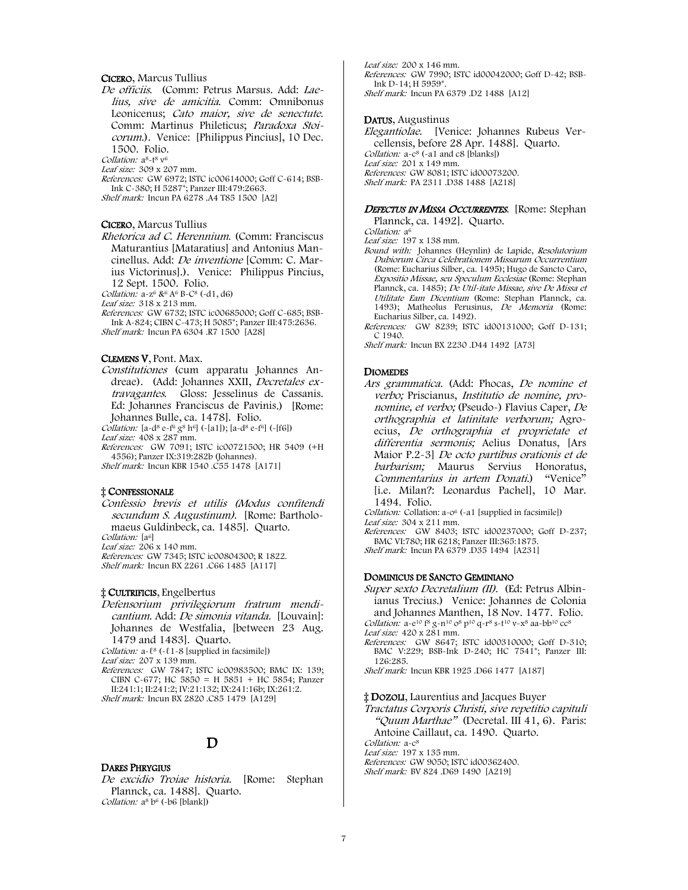**CICERO**, Marcus Tullius

*De officiis.* (Comm: Petrus Marsus. Add: *Laelius, sive de amicitia.* Comm: Omnibonus Leonicenus; *Cato maior, sive de senectute.* Comm: Martinus Phileticus; *Paradoxa Stoicorum.*). Venice: [Philippus Pincius], 10 Dec. 1500. Folio.

*Collation:* a$^{8}$-t$^{8}$ v$^{6}$

*Leaf size:* 309 x 207 mm.

*References:* GW 6972; ISTC ic00614000; Goff C-614; BSB-Ink C-380; H 5287*; Panzer III:479:2663.

*Shelf mark:* Incun PA 6278 .A4 T85 1500 [A2]

**CICERO**, Marcus Tullius

*Rhetorica ad C. Herennium.* (Comm: Franciscus Maturantius [Mataratius] and Antonius Mancinellus. Add: *De inventione* [Comm: C. Marius Victorinus].). Venice: Philippus Pincius, 12 Sept. 1500. Folio.

*Collation:* a-z$^{6}$ &$^{6}$ A$^{6}$ B-C$^{8}$ (-d1, d6)

*Leaf size:* 318 x 213 mm.

*References:* GW 6732; ISTC ic00685000; Goff C-685; BSB-Ink A-824; CIBN C-473; H 5085*; Panzer III:475:2636.

*Shelf mark:* Incun PA 6304 .R7 1500 [A28]

**CLEMENS V**, Pont. Max.

*Constitutiones* (cum apparatu Johannes Andreae). (Add: Johannes XXII, *Decretales extravagantes.* Gloss: Jesselinus de Cassanis. Ed: Johannes Franciscus de Pavinis.) [Rome: Johannes Bulle, ca. 1478]. Folio.

*Collation:* [a-d$^{8}$ e-f$^{6}$ g$^{8}$ h$^{6}$] (-[a1]); [a-d$^{8}$ e-f$^{6}$] (-[f6])

*Leaf size:* 408 x 287 mm.

*References:* GW 7091; ISTC ic00721500; HR 5409 (+H 4556); Panzer IX:319:282b (Johannes).

*Shelf mark:* Incun KBR 1540 .C55 1478 [A171]

‡ **CONFESSIONALE**

*Confessio brevis et utilis (Modus confitendi secundum S. Augustinum).* [Rome: Bartholomaeus Guldinbeck, ca. 1485]. Quarto.

*Collation:* [a$^{6}$]

*Leaf size:* 206 x 140 mm.

*References:* GW 7345; ISTC ic00804300; R 1822.

*Shelf mark:* Incun BX 2261 .C66 1485 [A117]

‡ **CULTRIFICIS**, Engelbertus

*Defensorium privilegiorum fratrum mendicantium.* Add: *De simonia vitanda.* [Louvain]: Johannes de Westfalia, [between 23 Aug. 1479 and 1483]. Quarto.

*Collation:* a-ℓ$^{8}$ (-ℓ1-8 [supplied in facsimile])

*Leaf size:* 207 x 139 mm.

*References:* GW 7847; ISTC ic00983500; BMC IX: 139; CIBN C-677; HC 5850 = H 5851 + HC 5854; Panzer II:241:1; II:241:2; IV:21:132; IX:241:16b; IX:261:2.

*Shelf mark:* Incun BX 2820 .C85 1479 [A129]

# D

**DARES PHRYGIUS**

*De excidio Troiae historia.* [Rome: Stephan Planck, ca. 1488]. Quarto.

*Collation:* a$^{8}$ b$^{6}$ (-b6 [blank])

*Leaf size:* 200 x 146 mm.

*References:* GW 7990; ISTC id00042000; Goff D-42; BSB-Ink D-14; H 5959*.

*Shelf mark:* Incun PA 6379 .D2 1488 [A12]

**DATUS**, Augustinus

*Elegantiolae.* [Venice: Johannes Rubeus Vercellensis, before 28 Apr. 1488]. Quarto.

*Collation:* a-c$^{8}$ (-a1 and c8 [blanks])

*Leaf size:* 201 x 149 mm.

*References:* GW 8081; ISTC id00073200.

*Shelf mark:* PA 2311 .D38 1488 [A218]

***DEFECTUS IN MISSA OCCURRENTES.*** [Rome: Stephan Plannck, ca. 1492]. Quarto.

*Collation:* a$^{6}$

*Leaf size:* 197 x 138 mm.

*Bound with:* Johannes (Heynlin) de Lapide, *Resolutorium Dubiorum Circa Celebrationem Missarum Occurrentium* (Rome: Eucharius Silber, ca. 1495); Hugo de Sancto Caro, *Expositio Missae, seu Speculum Ecclesiae* (Rome: Stephan Plannck, ca. 1485); *De Util-itate Missae, sive De Missa et Utilitate Eam Dicentium* (Rome: Stephan Plannck, ca. 1493); Matheolus Perusinus, *De Memoria* (Rome: Eucharius Silber, ca. 1492).

*References:* GW 8239; ISTC id00131000; Goff D-131; C 1940.

*Shelf mark:* Incun BX 2230 .D44 1492 [A73]

**DIOMEDES**

*Ars grammatica.* (Add: Phocas, *De nomine et verbo;* Priscianus, *Institutio de nomine, pronomine, et verbo;* (Pseudo-) Flavius Caper, *De orthographia et latinitate verborum;* Agroecius, *De orthographia et proprietate et differentia sermonis;* Aelius Donatus, [Ars Maior P.2-3] *De octo partibus orationis et de barbarism;* Maurus Servius Honoratus, *Commentarius in artem Donati.*) "Venice" [i.e. Milan?: Leonardus Pachel], 10 Mar. 1494. Folio.

*Collation:* Collation: a-o$^{6}$ (-a1 [supplied in facsimile])

*Leaf size:* 304 x 211 mm.

*References:* GW 8403; ISTC id00237000; Goff D-237; BMC VI:780; HR 6218; Panzer III:365:1875.

*Shelf mark:* Incun PA 6379 .D35 1494 [A231]

**DOMINICUS DE SANCTO GEMINIANO**

*Super sexto Decretalium (II).* (Ed: Petrus Albinianus Trecius.) Venice: Johannes de Colonia and Johannes Manthen, 18 Nov. 1477. Folio.

*Collation:* a-e$^{10}$ f$^{8}$ g-n$^{10}$ o$^{8}$ p$^{10}$ q-r$^{8}$ s-t$^{10}$ v-x$^{8}$ aa-bb$^{10}$ cc$^{8}$

*Leaf size:* 420 x 281 mm.

*References:* GW 8647; ISTC id00310000; Goff D-310; BMC V:229; BSB-Ink D-240; HC 7541*; Panzer III: 126:285.

*Shelf mark:* Incun KBR 1925 .D66 1477 [A187]

‡ **DOZOLI**, Laurentius and Jacques Buyer

*Tractatus Corporis Christi, sive repetitio capituli "Quum Marthae"* (Decretal. III 41, 6). Paris: Antoine Caillaut, ca. 1490. Quarto.

*Collation:* a-c$^{8}$

*Leaf size:* 197 x 135 mm.

*References:* GW 9050; ISTC id00362400.

*Shelf mark:* BV 824 .D69 1490 [A219]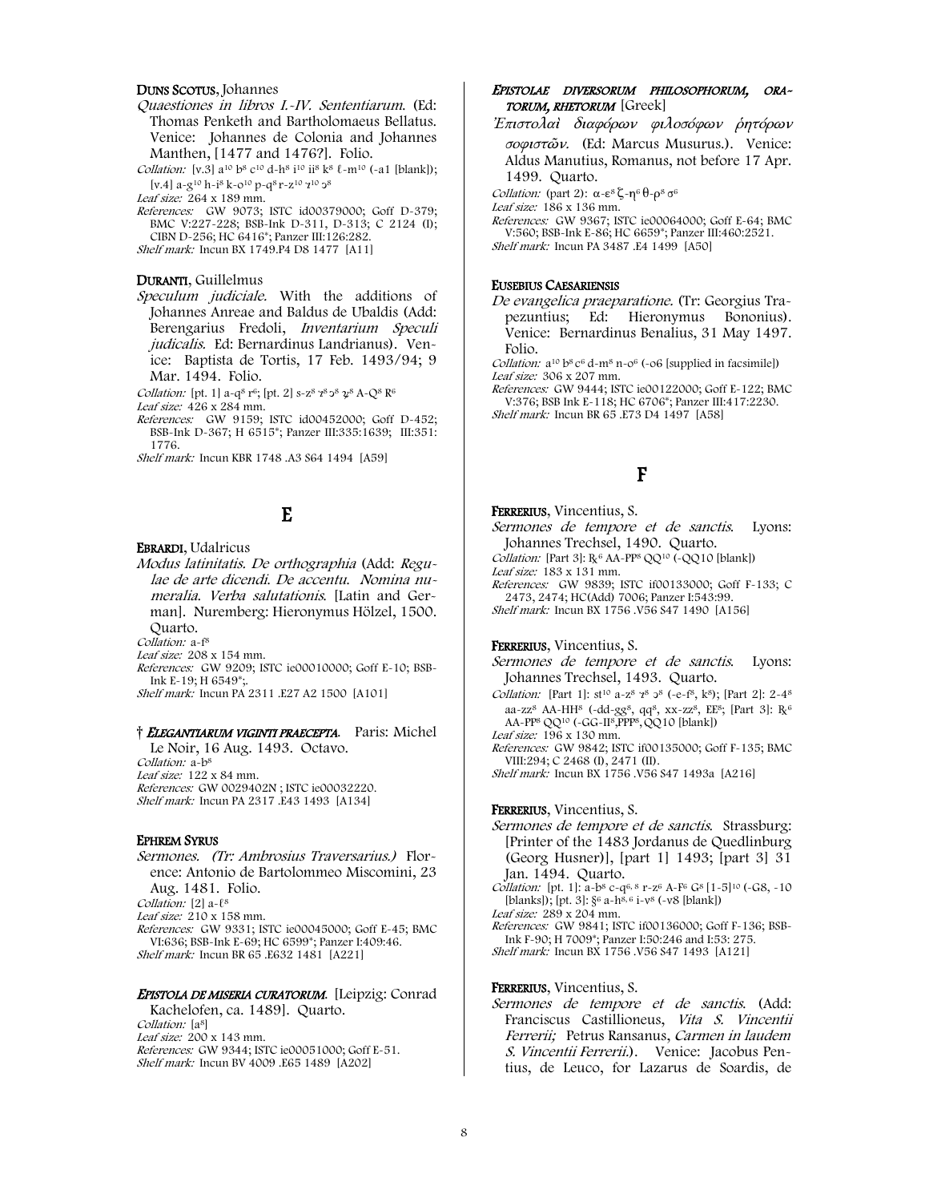**DUNS SCOTUS**, Johannes

*Quaestiones in libros I.-IV. Sententiarum.* (Ed: Thomas Penketh and Bartholomaeus Bellatus. Venice: Johannes de Colonia and Johannes Manthen, [1477 and 1476?]. Folio.

*Collation:* [v.3] a10 b8 c10 d-h8 i10 ii8 k8 ℓ-m10 (-a1 [blank]); [v.4] a-g10 h-i8 k-o10 p-q8 r-z10 ꝛ10 ꝯ8

*Leaf size:* 264 x 189 mm.

*References:* GW 9073; ISTC id00379000; Goff D-379; BMC V:227-228; BSB-Ink D-311, D-313; C 2124 (I); CIBN D-256; HC 6416*; Panzer III:126:282.

*Shelf mark:* Incun BX 1749.P4 D8 1477 [A11]

**DURANTI**, Guillelmus

*Speculum judiciale.* With the additions of Johannes Anreae and Baldus de Ubaldis (Add: Berengarius Fredoli, *Inventarium Speculi judicalis.* Ed: Bernardinus Landrianus). Venice: Baptista de Tortis, 17 Feb. 1493/94; 9 Mar. 1494. Folio.

*Collation:* [pt. 1] a-q8 r6; [pt. 2] s-z8 ꝛ8 ꝯ8 ꝶ8 A-Q8 R6

*Leaf size:* 426 x 284 mm.

*References:* GW 9159; ISTC id00452000; Goff D-452; BSB-Ink D-367; H 6515*; Panzer III:335:1639; III:351: 1776.

*Shelf mark:* Incun KBR 1748 .A3 S64 1494 [A59]

## E

**EBRARDI**, Udalricus

*Modus latinitatis. De orthographia* (Add: *Regulae de arte dicendi. De accentu. Nomina numeralia. Verba salutationis.* [Latin and German]. Nuremberg: Hieronymus Hölzel, 1500. Quarto.

*Collation:* a-f8

*Leaf size:* 208 x 154 mm.

*References:* GW 9209; ISTC ie00010000; Goff E-10; BSB-Ink E-19; H 6549*;.

*Shelf mark:* Incun PA 2311 .E27 A2 1500 [A101]

† ***ELEGANTIARUM VIGINTI PRAECEPTA.*** Paris: Michel Le Noir, 16 Aug. 1493. Octavo.

*Collation:* a-b8

*Leaf size:* 122 x 84 mm.

*References:* GW 0029402N ; ISTC ie00032220.

*Shelf mark:* Incun PA 2317 .E43 1493 [A134]

**EPHREM SYRUS**

*Sermones. (Tr: Ambrosius Traversarius.)* Florence: Antonio de Bartolommeo Miscomini, 23 Aug. 1481. Folio.

*Collation:* [2] a-ℓ8

*Leaf size:* 210 x 158 mm.

*References:* GW 9331; ISTC ie00045000; Goff E-45; BMC VI:636; BSB-Ink E-69; HC 6599*; Panzer I:409:46.

*Shelf mark:* Incun BR 65 .E632 1481 [A221]

***EPISTOLA DE MISERIA CURATORUM.*** [Leipzig: Conrad Kachelofen, ca. 1489]. Quarto.

*Collation:* [a8]

*Leaf size:* 200 x 143 mm.

*References:* GW 9344; ISTC ie00051000; Goff E-51.

*Shelf mark:* Incun BV 4009 .E65 1489 [A202]

***EPISTOLAE DIVERSORUM PHILOSOPHORUM, ORATORUM, RHETORUM*** [Greek]

*Ἐπιστολαὶ διαφόρων φιλοσόφων ῥητόρων σοφιστῶν.* (Ed: Marcus Musurus.). Venice: Aldus Manutius, Romanus, not before 17 Apr. 1499. Quarto.

*Collation:* (part 2): α-ε8 ζ-η6 θ-ρ8 σ6

*Leaf size:* 186 x 136 mm.

*References:* GW 9367; ISTC ie00064000; Goff E-64; BMC V:560; BSB-Ink E-86; HC 6659*; Panzer III:460:2521.

*Shelf mark:* Incun PA 3487 .E4 1499 [A50]

**EUSEBIUS CAESARIENSIS**

*De evangelica praeparatione.* (Tr: Georgius Trapezuntius; Ed: Hieronymus Bononius). Venice: Bernardinus Benalius, 31 May 1497. Folio.

*Collation:* a10 b8 c6 d-m8 n-o6 (-o6 [supplied in facsimile])

*Leaf size:* 306 x 207 mm.

*References:* GW 9444; ISTC ie00122000; Goff E-122; BMC V:376; BSB Ink E-118; HC 6706*; Panzer III:417:2230.

*Shelf mark:* Incun BR 65 .E73 D4 1497 [A58]

## F

**FERRERIUS**, Vincentius, S.

*Sermones de tempore et de sanctis.* Lyons: Johannes Trechsel, 1490. Quarto.

*Collation:* [Part 3]: ℞6 AA-PP8 QQ10 (-QQ10 [blank])

*Leaf size:* 183 x 131 mm.

*References:* GW 9839; ISTC if00133000; Goff F-133; C 2473, 2474; HC(Add) 7006; Panzer I:543:99.

*Shelf mark:* Incun BX 1756 .V56 S47 1490 [A156]

**FERRERIUS**, Vincentius, S.

*Sermones de tempore et de sanctis.* Lyons: Johannes Trechsel, 1493. Quarto.

*Collation:* [Part 1]: st10 a-z8 ꝛ8 ꝯ8 (-e-f8, k8); [Part 2]: 2-48 aa-zz8 AA-HH8 (-dd-gg8, qq8, xx-zz8, EE8; [Part 3]: ℞6 AA-PP8 QQ10 (-GG-II8,PPP8, QQ10 [blank])

*Leaf size:* 196 x 130 mm.

*References:* GW 9842; ISTC if00135000; Goff F-135; BMC VIII:294; C 2468 (I), 2471 (II).

*Shelf mark:* Incun BX 1756 .V56 S47 1493a [A216]

**FERRERIUS**, Vincentius, S.

*Sermones de tempore et de sanctis.* Strassburg: [Printer of the 1483 Jordanus de Quedlinburg (Georg Husner)], [part 1] 1493; [part 3] 31 Jan. 1494. Quarto.

*Collation:* [pt. 1]: a-b8 c-q6, 8 r-z6 A-F6 G8 [1-5]10 (-G8, -10 [blanks]); [pt. 3]: §6 a-h8, 6 i-v8 (-v8 [blank])

*Leaf size:* 289 x 204 mm.

*References:* GW 9841; ISTC if00136000; Goff F-136; BSB-Ink F-90; H 7009*; Panzer I:50:246 and I:53: 275.

*Shelf mark:* Incun BX 1756 .V56 S47 1493 [A121]

**FERRERIUS**, Vincentius, S.

*Sermones de tempore et de sanctis.* (Add: Franciscus Castillioneus, *Vita S. Vincentii Ferrerii;* Petrus Ransanus, *Carmen in laudem S. Vincentii Ferrerii.*). Venice: Jacobus Pentius, de Leuco, for Lazarus de Soardis, de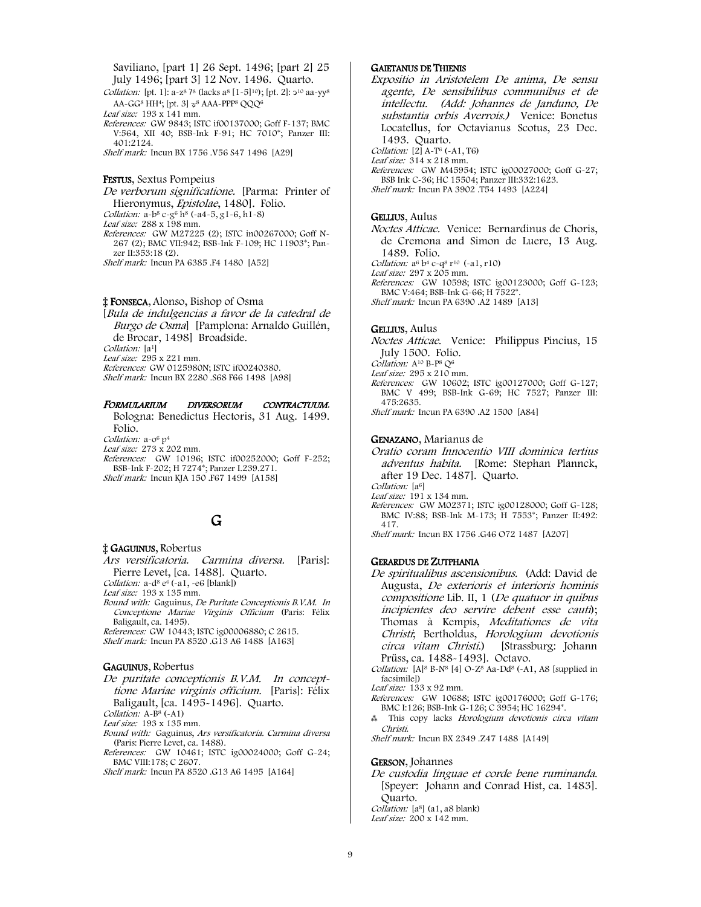Saviliano, [part 1] 26 Sept. 1496; [part 2] 25 July 1496; [part 3] 12 Nov. 1496. Quarto.

*Collation:* [pt. 1]: a-z⁸ 7⁸ (lacks a⁸ [1-5]¹⁰); [pt. 2]: ɔ¹⁰ aa-yy⁸ AA-GG⁸ HH⁴; [pt. 3] ꝝ⁸ AAA-PPP⁸ QQQ⁶

*Leaf size:* 193 x 141 mm.

*References:* GW 9843; ISTC if00137000; Goff F-137; BMC V:564, XII 40; BSB-Ink F-91; HC 7010*; Panzer III: 401:2124.

*Shelf mark:* Incun BX 1756 .V56 S47 1496 [A29]

**FESTUS**, Sextus Pompeius

*De verborum significatione.* [Parma: Printer of Hieronymus, *Epistolae*, 1480]. Folio.

*Collation:* a-b⁸ c-g⁶ h⁸ (-a4-5, g1-6, h1-8)

*Leaf size:* 288 x 198 mm.

*References:* GW M27225 (2); ISTC in00267000; Goff N-267 (2); BMC VII:942; BSB-Ink F-109; HC 11903*; Panzer II:353:18 (2).

*Shelf mark:* Incun PA 6385 .F4 1480 [A52]

‡ **FONSECA**, Alonso, Bishop of Osma

[*Bula de indulgencias a favor de la catedral de Burgo de Osma*] [Pamplona: Arnaldo Guillén, de Brocar, 1498] Broadside.

*Collation:* [a¹]

*Leaf size:* 295 x 221 mm.

*References:* GW 0125980N; ISTC if00240380.

*Shelf mark:* Incun BX 2280 .S68 F66 1498 [A98]

***FORMULARIUM DIVERSORUM CONTRACTUUM.*** Bologna: Benedictus Hectoris, 31 Aug. 1499. Folio.

*Collation:* a-o⁶ p⁴

*Leaf size:* 273 x 202 mm.

*References:* GW 10196; ISTC if00252000; Goff F-252; BSB-Ink F-202; H 7274*; Panzer I.239.271.

*Shelf mark:* Incun KJA 150 .F67 1499 [A158]

# G

‡ **GAGUINUS**, Robertus

*Ars versificatoria. Carmina diversa.* [Paris]: Pierre Levet, [ca. 1488]. Quarto.

*Collation:* a-d⁸ e⁶ (-a1, -e6 [blank])

*Leaf size:* 193 x 135 mm.

*Bound with:* Gaguinus, *De Puritate Conceptionis B.V.M. In Conceptione Mariae Virginis Officium* (Paris: Félix Baligault, ca. 1495).

*References:* GW 10443; ISTC ig00006880; C 2615.

*Shelf mark:* Incun PA 8520 .G13 A6 1488 [A163]

**GAGUINUS**, Robertus

*De puritate conceptionis B.V.M. In concepttione Mariae virginis officium.* [Paris]: Félix Baligault, [ca. 1495-1496]. Quarto.

*Collation:* A-B⁸ (-A1)

*Leaf size:* 193 x 135 mm.

*Bound with:* Gaguinus, *Ars versificatoria. Carmina diversa* (Paris: Pierre Levet, ca. 1488).

*References:* GW 10461; ISTC ig00024000; Goff G-24; BMC VIII:178; C 2607.

*Shelf mark:* Incun PA 8520 .G13 A6 1495 [A164]

**GAIETANUS DE THIENIS**

*Expositio in Aristotelem De anima, De sensu agente, De sensibilibus communibus et de intellectu. (Add: Johannes de Janduno, De substantia orbis Averrois.)* Venice: Bonetus Locatellus, for Octavianus Scotus, 23 Dec. 1493. Quarto.

*Collation:* [2] A-T⁶ (-A1, T6)

*Leaf size:* 314 x 218 mm.

*References:* GW M45954; ISTC ig00027000; Goff G-27; BSB Ink C-36; HC 15504; Panzer III:332:1623.

*Shelf mark:* Incun PA 3902 .T54 1493 [A224]

**GELLIUS**, Aulus

*Noctes Atticae.* Venice: Bernardinus de Choris, de Cremona and Simon de Luere, 13 Aug. 1489. Folio.

*Collation:* a⁶ b⁴ c-q⁸ r¹⁰ (-a1, r10)

*Leaf size:* 297 x 205 mm.

*References:* GW 10598; ISTC ig00123000; Goff G-123; BMC V:464; BSB-Ink G-66; H 7522*.

*Shelf mark:* Incun PA 6390 .A2 1489 [A13]

**GELLIUS**, Aulus

*Noctes Atticae.* Venice: Philippus Pincius, 15 July 1500. Folio.

*Collation:* A¹⁰ B-P⁸ Q⁶

*Leaf size:* 295 x 210 mm.

*References:* GW 10602; ISTC ig00127000; Goff G-127; BMC V 499; BSB-Ink G-69; HC 7527; Panzer III: 475:2635.

*Shelf mark:* Incun PA 6390 .A2 1500 [A84]

**GENAZANO**, Marianus de

*Oratio coram Innocentio VIII dominica tertius adventus habita.* [Rome: Stephan Plannck, after 19 Dec. 1487]. Quarto.

*Collation:* [a⁶]

*Leaf size:* 191 x 134 mm.

*References:* GW M02371; ISTC ig00128000; Goff G-128; BMC IV:88; BSB-Ink M-173; H 7553*; Panzer II:492: 417.

*Shelf mark:* Incun BX 1756 .G46 O72 1487 [A207]

**GERARDUS DE ZUTPHANIA**

*De spiritualibus ascensionibus.* (Add: David de Augusta, *De exterioris et interioris hominis compositione* Lib. II, 1 (*De quatuor in quibus incipientes deo servire debent esse cauti*); Thomas à Kempis, *Meditationes de vita Christi*; Bertholdus, *Horologium devotionis circa vitam Christi.*) [Strassburg: Johann Prüss, ca. 1488-1493]. Octavo.

*Collation:* [A]⁸ B-N⁸ [4] O-Z⁸ Aa-Dd⁸ (-A1, A8 [supplied in facsimile])

*Leaf size:* 133 x 92 mm.

*References:* GW 10688; ISTC ig00176000; Goff G-176; BMC I:126; BSB-Ink G-126; C 3954; HC 16294*.

⁂ This copy lacks *Horologium devotionis circa vitam Christi.*

*Shelf mark:* Incun BX 2349 .Z47 1488 [A149]

**GERSON**, Johannes

*De custodia linguae et corde bene ruminanda.* [Speyer: Johann and Conrad Hist, ca. 1483]. Quarto.

*Collation:* [a⁸] (a1, a8 blank)

*Leaf size:* 200 x 142 mm.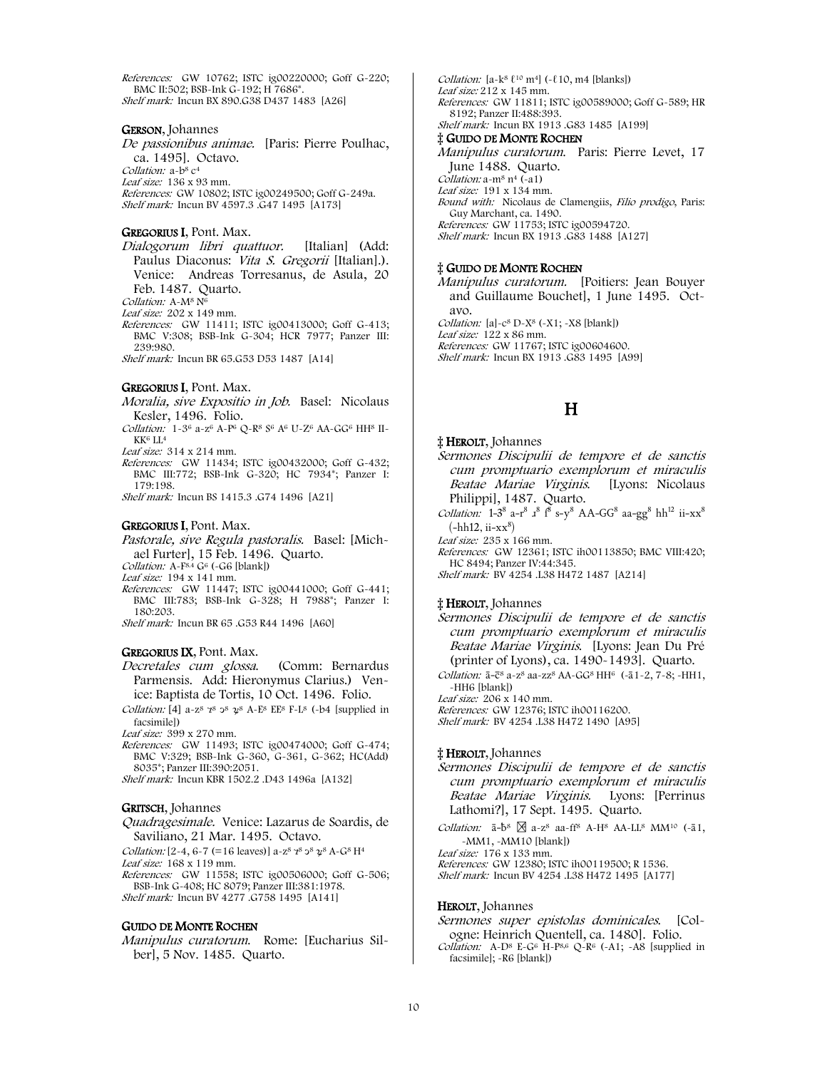*References:* GW 10762; ISTC ig00220000; Goff G-220; BMC II:502; BSB-Ink G-192; H 7686*.
*Shelf mark:* Incun BX 890.G38 D437 1483 [A26]

**GERSON**, Johannes
*De passionibus animae.* [Paris: Pierre Poulhac, ca. 1495]. Octavo.
*Collation:* a-b$^{8}$ c$^{4}$
*Leaf size:* 136 x 93 mm.
*References:* GW 10802; ISTC ig00249500; Goff G-249a.
*Shelf mark:* Incun BV 4597.3 .G47 1495 [A173]

**GREGORIUS I**, Pont. Max.
*Dialogorum libri quattuor.* [Italian] (Add: Paulus Diaconus: *Vita S. Gregorii* [Italian].). Venice: Andreas Torresanus, de Asula, 20 Feb. 1487. Quarto.
*Collation:* A-M$^{8}$ N$^{6}$
*Leaf size:* 202 x 149 mm.
*References:* GW 11411; ISTC ig00413000; Goff G-413; BMC V:308; BSB-Ink G-304; HCR 7977; Panzer III: 239:980.
*Shelf mark:* Incun BR 65.G53 D53 1487 [A14]

**GREGORIUS I**, Pont. Max.
*Moralia, sive Expositio in Job.* Basel: Nicolaus Kesler, 1496. Folio.
*Collation:* 1-3$^{6}$ a-z$^{6}$ A-P$^{6}$ Q-R$^{8}$ S$^{6}$ A$^{6}$ U-Z$^{6}$ AA-GG$^{6}$ HH$^{8}$ II-KK$^{6}$ LL$^{4}$
*Leaf size:* 314 x 214 mm.
*References:* GW 11434; ISTC ig00432000; Goff G-432; BMC III:772; BSB-Ink G-320; HC 7934*; Panzer I: 179:198.
*Shelf mark:* Incun BS 1415.3 .G74 1496 [A21]

**GREGORIUS I**, Pont. Max.
*Pastorale, sive Regula pastoralis.* Basel: [Michael Furter], 15 Feb. 1496. Quarto.
*Collation:* A-F$^{8.4}$ G$^{6}$ (-G6 [blank])
*Leaf size:* 194 x 141 mm.
*References:* GW 11447; ISTC ig00441000; Goff G-441; BMC III:783; BSB-Ink G-328; H 7988*; Panzer I: 180:203.
*Shelf mark:* Incun BR 65 .G53 R44 1496 [A60]

**GREGORIUS IX**, Pont. Max.
*Decretales cum glossa.* (Comm: Bernardus Parmensis. Add: Hieronymus Clarius.) Venice: Baptista de Tortis, 10 Oct. 1496. Folio.
*Collation:* [4] a-z$^{8}$ ꝛ$^{8}$ ꝯ$^{8}$ ꝶ$^{8}$ A-E$^{8}$ EE$^{8}$ F-L$^{8}$ (-b4 [supplied in facsimile])
*Leaf size:* 399 x 270 mm.
*References:* GW 11493; ISTC ig00474000; Goff G-474; BMC V:329; BSB-Ink G-360, G-361, G-362; HC(Add) 8035*; Panzer III:390:2051.
*Shelf mark:* Incun KBR 1502.2 .D43 1496a [A132]

**GRITSCH**, Johannes
*Quadragesimale.* Venice: Lazarus de Soardis, de Saviliano, 21 Mar. 1495. Octavo.
*Collation:* [2-4, 6-7 (=16 leaves)] a-z$^{8}$ ꝛ$^{8}$ ꝯ$^{8}$ ꝶ$^{8}$ A-G$^{8}$ H$^{4}$
*Leaf size:* 168 x 119 mm.
*References:* GW 11558; ISTC ig00506000; Goff G-506; BSB-Ink G-408; HC 8079; Panzer III:381:1978.
*Shelf mark:* Incun BV 4277 .G758 1495 [A141]

**GUIDO DE MONTE ROCHEN**
*Manipulus curatorum.* Rome: [Eucharius Silber], 5 Nov. 1485. Quarto.
*Collation:* [a-k$^{8}$ ℓ$^{10}$ m$^{4}$] (-ℓ10, m4 [blanks])
*Leaf size:* 212 x 145 mm.
*References:* GW 11811; ISTC ig00589000; Goff G-589; HR 8192; Panzer II:488:393.
*Shelf mark:* Incun BX 1913 .G83 1485 [A199]

‡ **GUIDO DE MONTE ROCHEN**
*Manipulus curatorum.* Paris: Pierre Levet, 17 June 1488. Quarto.
*Collation:* a-m$^{8}$ n$^{4}$ (-a1)
*Leaf size:* 191 x 134 mm.
*Bound with:* Nicolaus de Clamengiis, *Filio prodigo*, Paris: Guy Marchant, ca. 1490.
*References:* GW 11753; ISTC ig00594720.
*Shelf mark:* Incun BX 1913 .G83 1488 [A127]

‡ **GUIDO DE MONTE ROCHEN**
*Manipulus curatorum.* [Poitiers: Jean Bouyer and Guillaume Bouchet], 1 June 1495. Octavo.
*Collation:* [a]-c$^{8}$ D-X$^{8}$ (-X1; -X8 [blank])
*Leaf size:* 122 x 86 mm.
*References:* GW 11767; ISTC ig00604600.
*Shelf mark:* Incun BX 1913 .G83 1495 [A99]

# H

‡ **HEROLT**, Johannes
*Sermones Discipulii de tempore et de sanctis cum promptuario exemplorum et miraculis Beatae Mariae Virginis.* [Lyons: Nicolaus Philippi], 1487. Quarto.
*Collation:* 1-3$^{8}$ a-r$^{8}$ ɼ$^{8}$ ſ$^{8}$ s-y$^{8}$ AA-GG$^{8}$ aa-gg$^{8}$ hh$^{12}$ ii-xx$^{8}$ (-hh12, ii-xx$^{8}$)
*Leaf size:* 235 x 166 mm.
*References:* GW 12361; ISTC ih00113850; BMC VIII:420; HC 8494; Panzer IV:44:345.
*Shelf mark:* BV 4254 .L38 H472 1487 [A214]

‡ **HEROLT**, Johannes
*Sermones Discipulii de tempore et de sanctis cum promptuario exemplorum et miraculis Beatae Mariae Virginis.* [Lyons: Jean Du Pré (printer of Lyons), ca. 1490-1493]. Quarto.
*Collation:* ā-c̄$^{8}$ a-z$^{8}$ aa-zz$^{8}$ AA-GG$^{8}$ HH$^{6}$ (-ā1-2, 7-8; -HH1, -HH6 [blank])
*Leaf size:* 206 x 140 mm.
*References:* GW 12376; ISTC ih00116200.
*Shelf mark:* BV 4254 .L38 H472 1490 [A95]

‡ **HEROLT**, Johannes
*Sermones Discipulii de tempore et de sanctis cum promptuario exemplorum et miraculis Beatae Mariae Virginis.* Lyons: [Perrinus Lathomi?], 17 Sept. 1495. Quarto.
*Collation:* ā-b̄$^{8}$ ☒ a-z$^{8}$ aa-ff$^{8}$ A-H$^{8}$ AA-LL$^{8}$ MM$^{10}$ (-ā1, -MM1, -MM10 [blank])
*Leaf size:* 176 x 133 mm.
*References:* GW 12380; ISTC ih00119500; R 1536.
*Shelf mark:* Incun BV 4254 .L38 H472 1495 [A177]

**HEROLT**, Johannes
*Sermones super epistolas dominicales.* [Cologne: Heinrich Quentell, ca. 1480]. Folio.
*Collation:* A-D$^{8}$ E-G$^{6}$ H-P$^{8,6}$ Q-R$^{6}$ (-A1; -A8 [supplied in facsimile]; -R6 [blank])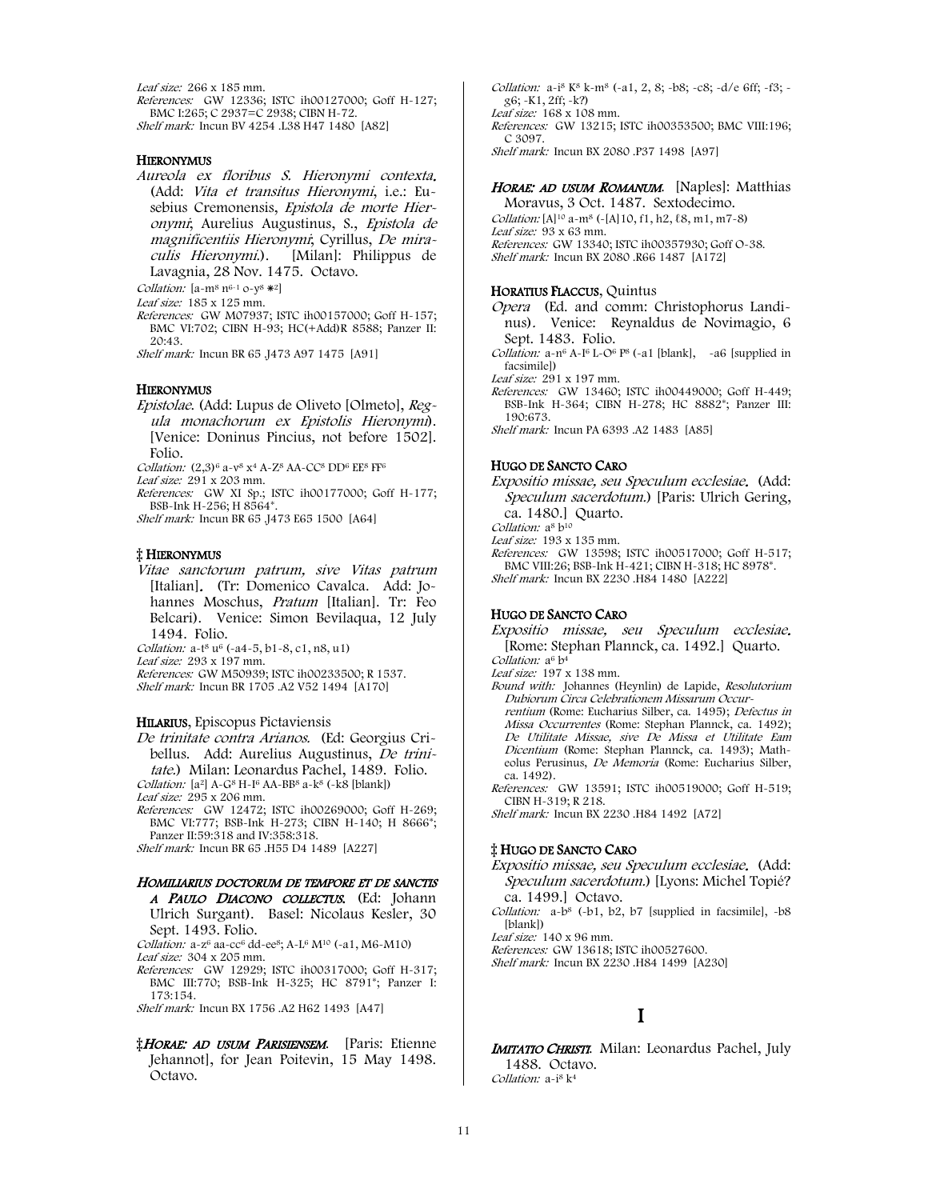*Leaf size:* 266 x 185 mm.
*References:* GW 12336; ISTC ih00127000; Goff H-127; BMC I:265; C 2937=C 2938; CIBN H-72.
*Shelf mark:* Incun BV 4254 .L38 H47 1480 [A82]

**HIERONYMUS**

*Aureola ex floribus S. Hieronymi contexta.* (Add: *Vita et transitus Hieronymi*, i.e.: Eusebius Cremonensis, *Epistola de morte Hieronymi*; Aurelius Augustinus, S., *Epistola de magnificentiis Hieronymi*; Cyrillus, *De miraculis Hieronymi.*). [Milan]: Philippus de Lavagnia, 28 Nov. 1475. Octavo.
*Collation:* [a-m$^8$ n$^{6-1}$ o-y$^8$ ✻$^2$]
*Leaf size:* 185 x 125 mm.
*References:* GW M07937; ISTC ih00157000; Goff H-157; BMC VI:702; CIBN H-93; HC(+Add)R 8588; Panzer II: 20:43.
*Shelf mark:* Incun BR 65 .J473 A97 1475 [A91]

**HIERONYMUS**

*Epistolae.* (Add: Lupus de Oliveto [Olmeto], *Regula monachorum ex Epistolis Hieronymi*). [Venice: Doninus Pincius, not before 1502]. Folio.
*Collation:* (2,3)$^6$ a-v$^8$ x$^4$ A-Z$^8$ AA-CC$^8$ DD$^6$ EE$^8$ FF$^6$
*Leaf size:* 291 x 203 mm.
*References:* GW XI Sp.; ISTC ih00177000; Goff H-177; BSB-Ink H-256; H 8564*.
*Shelf mark:* Incun BR 65 .J473 E65 1500 [A64]

**‡ HIERONYMUS**

*Vitae sanctorum patrum, sive Vitas patrum* [Italian]. (Tr: Domenico Cavalca. Add: Johannes Moschus, *Pratum* [Italian]. Tr: Feo Belcari). Venice: Simon Bevilaqua, 12 July 1494. Folio.
*Collation:* a-t$^8$ u$^6$ (-a4-5, b1-8, c1, n8, u1)
*Leaf size:* 293 x 197 mm.
*References:* GW M50939; ISTC ih00233500; R 1537.
*Shelf mark:* Incun BR 1705 .A2 V52 1494 [A170]

**HILARIUS**, Episcopus Pictaviensis

*De trinitate contra Arianos.* (Ed: Georgius Cribellus. Add: Aurelius Augustinus, *De trinitate.*) Milan: Leonardus Pachel, 1489. Folio.
*Collation:* [a$^2$] A-G$^8$ H-I$^6$ AA-BB$^8$ a-k$^8$ (-k8 [blank])
*Leaf size:* 295 x 206 mm.
*References:* GW 12472; ISTC ih00269000; Goff H-269; BMC VI:777; BSB-Ink H-273; CIBN H-140; H 8666*; Panzer II:59:318 and IV:358:318.
*Shelf mark:* Incun BR 65 .H55 D4 1489 [A227]

***HOMILIARIUS DOCTORUM DE TEMPORE ET DE SANCTIS A PAULO DIACONO COLLECTUS.*** (Ed: Johann Ulrich Surgant). Basel: Nicolaus Kesler, 30 Sept. 1493. Folio.
*Collation:* a-z$^6$ aa-cc$^6$ dd-ee$^8$; A-L$^6$ M$^{10}$ (-a1, M6-M10)
*Leaf size:* 304 x 205 mm.
*References:* GW 12929; ISTC ih00317000; Goff H-317; BMC III:770; BSB-Ink H-325; HC 8791*; Panzer I: 173:154.
*Shelf mark:* Incun BX 1756 .A2 H62 1493 [A47]

‡***HORAE: AD USUM PARISIENSEM.*** [Paris: Etienne Jehannot], for Jean Poitevin, 15 May 1498. Octavo.
*Collation:* a-i$^8$ K$^8$ k-m$^8$ (-a1, 2, 8; -b8; -c8; -d/e 6ff; -f3; -g6; -K1, 2ff; -k?)
*Leaf size:* 168 x 108 mm.
*References:* GW 13215; ISTC ih00353500; BMC VIII:196; C 3097.
*Shelf mark:* Incun BX 2080 .P37 1498 [A97]

***HORAE: AD USUM ROMANUM.*** [Naples]: Matthias Moravus, 3 Oct. 1487. Sextodecimo.
*Collation:* [A]$^{10}$ a-m$^8$ (-[A]10, f1, h2, ℓ8, m1, m7-8)
*Leaf size:* 93 x 63 mm.
*References:* GW 13340; ISTC ih00357930; Goff O-38.
*Shelf mark:* Incun BX 2080 .R66 1487 [A172]

**HORATIUS FLACCUS**, Quintus

*Opera* (Ed. and comm: Christophorus Landinus). Venice: Reynaldus de Novimagio, 6 Sept. 1483. Folio.
*Collation:* a-n$^6$ A-I$^6$ L-O$^6$ P$^8$ (-a1 [blank], -a6 [supplied in facsimile])
*Leaf size:* 291 x 197 mm.
*References:* GW 13460; ISTC ih00449000; Goff H-449; BSB-Ink H-364; CIBN H-278; HC 8882*; Panzer III: 190:673.
*Shelf mark:* Incun PA 6393 .A2 1483 [A85]

**HUGO DE SANCTO CARO**

*Expositio missae, seu Speculum ecclesiae.* (Add: *Speculum sacerdotum.*) [Paris: Ulrich Gering, ca. 1480.] Quarto.
*Collation:* a$^8$ b$^{10}$
*Leaf size:* 193 x 135 mm.
*References:* GW 13598; ISTC ih00517000; Goff H-517; BMC VIII:26; BSB-Ink H-421; CIBN H-318; HC 8978*.
*Shelf mark:* Incun BX 2230 .H84 1480 [A222]

**HUGO DE SANCTO CARO**

*Expositio missae, seu Speculum ecclesiae.* [Rome: Stephan Plannck, ca. 1492.] Quarto.
*Collation:* a$^6$ b$^4$
*Leaf size:* 197 x 138 mm.
*Bound with:* Johannes (Heynlin) de Lapide, *Resolutorium Dubiorum Circa Celebrationem Missarum Occurrentium* (Rome: Eucharius Silber, ca. 1495); *Defectus in Missa Occurrentes* (Rome: Stephan Plannck, ca. 1492); *De Utilitate Missae, sive De Missa et Utilitate Eam Dicentium* (Rome: Stephan Plannck, ca. 1493); Matheolus Perusinus, *De Memoria* (Rome: Eucharius Silber, ca. 1492).
*References:* GW 13591; ISTC ih00519000; Goff H-519; CIBN H-319; R 218.
*Shelf mark:* Incun BX 2230 .H84 1492 [A72]

**‡ HUGO DE SANCTO CARO**

*Expositio missae, seu Speculum ecclesiae.* (Add: *Speculum sacerdotum.*) [Lyons: Michel Topié? ca. 1499.] Octavo.
*Collation:* a-b$^8$ (-b1, b2, b7 [supplied in facsimile], -b8 [blank])
*Leaf size:* 140 x 96 mm.
*References:* GW 13618; ISTC ih00527600.
*Shelf mark:* Incun BX 2230 .H84 1499 [A230]

## I

***IMITATIO CHRISTI.*** Milan: Leonardus Pachel, July 1488. Octavo.
*Collation:* a-i$^8$ k$^4$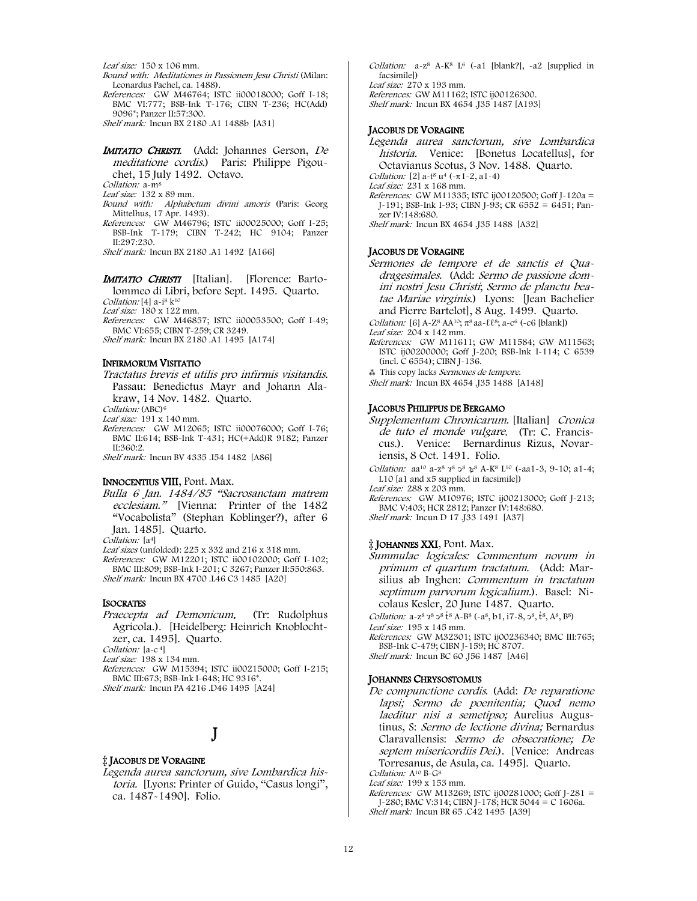*Leaf size:* 150 x 106 mm.
*Bound with: Meditationes in Passionem Jesu Christi* (Milan: Leonardus Pachel, ca. 1488).
*References:* GW M46764; ISTC ii00018000; Goff I-18; BMC VI:777; BSB-Ink T-176; CIBN T-236; HC(Add) 9096*; Panzer II:57:300.
*Shelf mark:* Incun BX 2180 .A1 1488b [A31]

**IMITATIO CHRISTI.** (Add: Johannes Gerson, *De meditatione cordis.*) Paris: Philippe Pigouchet, 15 July 1492. Octavo.
*Collation:* a-m$^{8}$
*Leaf size:* 132 x 89 mm.
*Bound with: Alphabetum divini amoris* (Paris: Georg Mittelhus, 17 Apr. 1493).
*References:* GW M46796; ISTC ii00025000; Goff I-25; BSB-Ink T-179; CIBN T-242; HC 9104; Panzer II:297:230.
*Shelf mark:* Incun BX 2180 .A1 1492 [A166]

**IMITATIO CHRISTI** [Italian]. [Florence: Bartolommeo di Libri, before Sept. 1495. Quarto.
*Collation:* [4] a-i$^{8}$ k$^{10}$
*Leaf size:* 180 x 122 mm.
*References:* GW M46857; ISTC ii00053500; Goff I-49; BMC VI:655; CIBN T-259; CR 3249.
*Shelf mark:* Incun BX 2180 .A1 1495 [A174]

**INFIRMORUM VISITATIO**

*Tractatus brevis et utilis pro infirmis visitandis.* Passau: Benedictus Mayr and Johann Alakraw, 14 Nov. 1482. Quarto.
*Collation:* (ABC)$^{6}$
*Leaf size:* 191 x 140 mm.
*References:* GW M12065; ISTC ii00076000; Goff I-76; BMC II:614; BSB-Ink T-431; HC(+Add)R 9182; Panzer II:360:2.
*Shelf mark:* Incun BV 4335 .I54 1482 [A86]

**INNOCENTIUS VIII**, Pont. Max.

*Bulla 6 Jan. 1484/85 "Sacrosanctam matrem ecclesiam."* [Vienna: Printer of the 1482 "Vocabolista" (Stephan Koblinger?), after 6 Jan. 1485]. Quarto.
*Collation:* [a$^{4}$]
*Leaf sizes* (unfolded): 225 x 332 and 216 x 318 mm.
*References:* GW M12201; ISTC ii00102000; Goff I-102; BMC III:809; BSB-Ink I-201; C 3267; Panzer II:550:863.
*Shelf mark:* Incun BX 4700 .I46 C3 1485 [A20]

**ISOCRATES**

*Praecepta ad Demonicum.* (Tr: Rudolphus Agricola.). [Heidelberg: Heinrich Knoblochtzer, ca. 1495]. Quarto.
*Collation:* [a-c$^{4}$]
*Leaf size:* 198 x 134 mm.
*References:* GW M15394; ISTC ii00215000; Goff I-215; BMC III:673; BSB-Ink I-648; HC 9316*.
*Shelf mark:* Incun PA 4216 .D46 1495 [A24]

# J

**‡ JACOBUS DE VORAGINE**

*Legenda aurea sanctorum, sive Lombardica historia.* [Lyons: Printer of Guido, "Casus longi", ca. 1487-1490]. Folio.
*Collation:* a-z$^{8}$ A-K$^{8}$ L$^{6}$ (-a1 [blank?], -a2 [supplied in facsimile])
*Leaf size:* 270 x 193 mm.
*References:* GW M11162; ISTC ij00126300.
*Shelf mark:* Incun BX 4654 .J35 1487 [A193]

**JACOBUS DE VORAGINE**

*Legenda aurea sanctorum, sive Lombardica historia.* Venice: [Bonetus Locatellus], for Octavianus Scotus, 3 Nov. 1488. Quarto.
*Collation:* [2] a-t$^{8}$ u$^{4}$ (-π1-2, a1-4)
*Leaf size:* 231 x 168 mm.
*References:* GW M11335; ISTC ij00120500; Goff J-120a = J-191; BSB-Ink I-93; CIBN J-93; CR 6552 = 6451; Panzer IV:148:680.
*Shelf mark:* Incun BX 4654 .J35 1488 [A32]

**JACOBUS DE VORAGINE**

*Sermones de tempore et de sanctis et Quadragesimales.* (Add: *Sermo de passione domini nostri Jesu Christi*; *Sermo de planctu beatae Mariae virginis.*) Lyons: [Jean Bachelier and Pierre Bartelot], 8 Aug. 1499. Quarto.
*Collation:* [6] A-Z$^{8}$ AA$^{10}$; π$^{8}$ aa-ℓℓ$^{8}$; a-c$^{6}$ (-c6 [blank])
*Leaf size:* 204 x 142 mm.
*References:* GW M11611; GW M11584; GW M11563; ISTC ij00200000; Goff J-200; BSB-Ink I-114; C 6539 (incl. C 6554); CIBN J-136.
⁂ This copy lacks *Sermones de tempore.*
*Shelf mark:* Incun BX 4654 .J35 1488 [A148]

**JACOBUS PHILIPPUS DE BERGAMO**

*Supplementum Chronicarum.* [Italian] *Cronica de tuto el monde vulgare.* (Tr: C. Franciscus.). Venice: Bernardinus Rizus, Novariensis, 8 Oct. 1491. Folio.
*Collation:* aa$^{10}$ a-z$^{8}$ ⁊$^{8}$ ɔ$^{8}$ ꝶ$^{8}$ A-K$^{8}$ L$^{10}$ (-aa1-3, 9-10; a1-4; L10 [a1 and x5 supplied in facsimile])
*Leaf size:* 288 x 203 mm.
*References:* GW M10976; ISTC ij00213000; Goff J-213; BMC V:403; HCR 2812; Panzer IV:148:680.
*Shelf mark:* Incun D 17 .J33 1491 [A37]

**‡ JOHANNES XXI**, Pont. Max.

*Summulae logicales: Commentum novum in primum et quartum tractatum.* (Add: Marsilius ab Inghen: *Commentum in tractatum septimum parvorum logicalium.*). Basel: Nicolaus Kesler, 20 June 1487. Quarto.
*Collation:* a-z$^{8}$ ⁊$^{8}$ ɔ$^{8}$ ꝶ$^{8}$ A-B$^{8}$ (-a$^{8}$, b1, i7-8, ɔ$^{8}$, ꝶ$^{8}$, A$^{8}$, B$^{8}$)
*Leaf size:* 195 x 145 mm.
*References:* GW M32301; ISTC ij00236340; BMC III:765; BSB-Ink C-479; CIBN J-159; HC 8707.
*Shelf mark:* Incun BC 60 .J56 1487 [A46]

**JOHANNES CHRYSOSTOMUS**

*De compunctione cordis.* (Add: *De reparatione lapsi; Sermo de poenitentia; Quod nemo laeditur nisi a semetipso;* Aurelius Augustinus, S: *Sermo de lectione divina;* Bernardus Claravallensis: *Sermo de obsecratione; De septem misericordiis Dei.*). [Venice: Andreas Torresanus, de Asula, ca. 1495]. Quarto.
*Collation:* A$^{10}$ B-G$^{8}$
*Leaf size:* 199 x 153 mm.
*References:* GW M13269; ISTC ij00281000; Goff J-281 = J-280; BMC V:314; CIBN J-178; HCR 5044 = C 1606a.
*Shelf mark:* Incun BR 65 .C42 1495 [A39]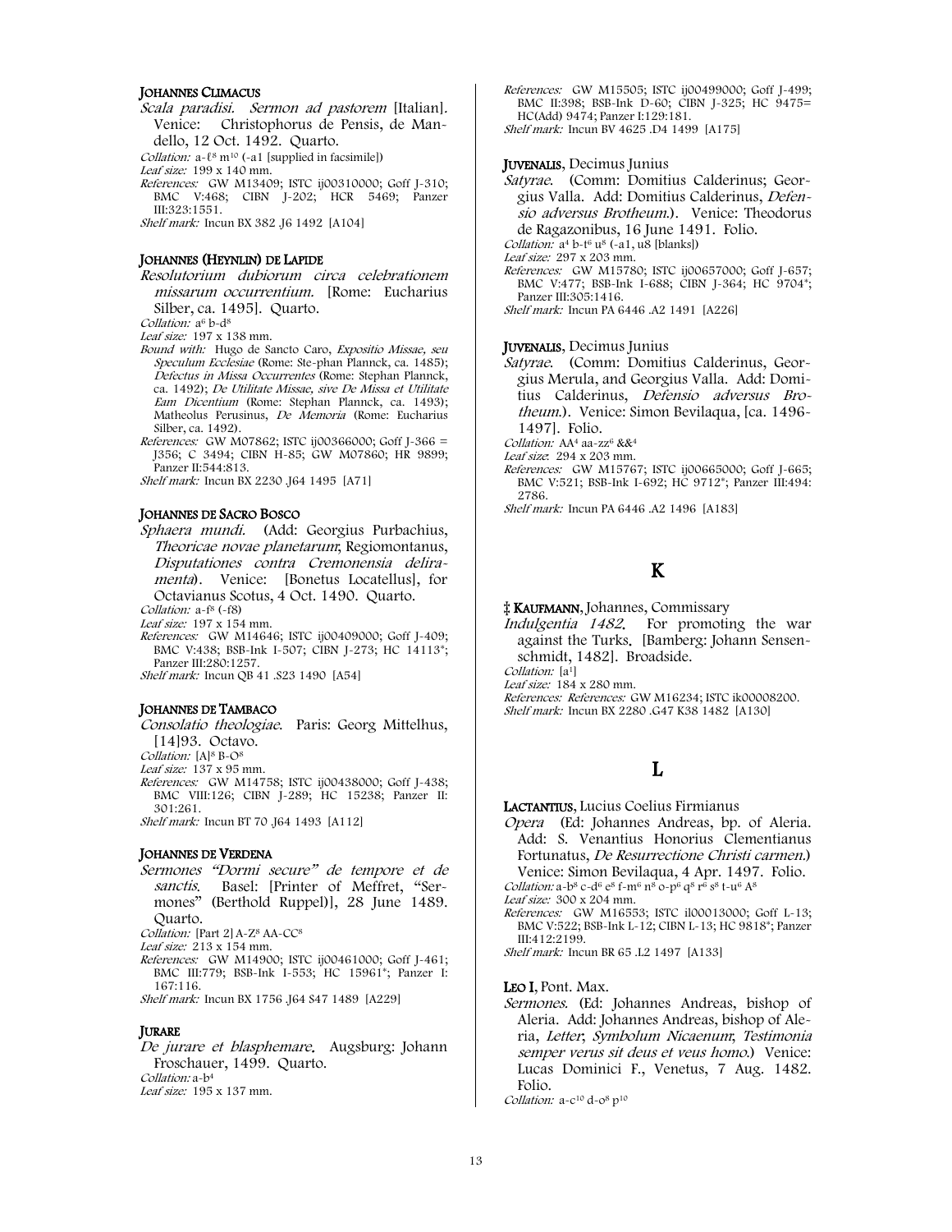**JOHANNES CLIMACUS**

*Scala paradisi. Sermon ad pastorem* [Italian]. Venice: Christophorus de Pensis, de Mandello, 12 Oct. 1492. Quarto.
*Collation:* a-ℓ$^{8}$ m$^{10}$ (-a1 [supplied in facsimile])
*Leaf size:* 199 x 140 mm.
*References:* GW M13409; ISTC ij00310000; Goff J-310; BMC V:468; CIBN J-202; HCR 5469; Panzer III:323:1551.
*Shelf mark:* Incun BX 382 .J6 1492 [A104]

**JOHANNES (HEYNLIN) DE LAPIDE**

*Resolutorium dubiorum circa celebrationem missarum occurrentium.* [Rome: Eucharius Silber, ca. 1495]. Quarto.
*Collation:* a$^{6}$ b-d$^{8}$
*Leaf size:* 197 x 138 mm.
*Bound with:* Hugo de Sancto Caro, *Expositio Missae, seu Speculum Ecclesiae* (Rome: Ste-phan Plannck, ca. 1485); *Defectus in Missa Occurrentes* (Rome: Stephan Plannck, ca. 1492); *De Utilitate Missae, sive De Missa et Utilitate Eam Dicentium* (Rome: Stephan Plannck, ca. 1493); Matheolus Perusinus, *De Memoria* (Rome: Eucharius Silber, ca. 1492).
*References:* GW M07862; ISTC ij00366000; Goff J-366 = J356; C 3494; CIBN H-85; GW M07860; HR 9899; Panzer II:544:813.
*Shelf mark:* Incun BX 2230 .J64 1495 [A71]

**JOHANNES DE SACRO BOSCO**

*Sphaera mundi.* (Add: Georgius Purbachius, *Theoricae novae planetarum*; Regiomontanus, *Disputationes contra Cremonensia deliramenta*). Venice: [Bonetus Locatellus], for Octavianus Scotus, 4 Oct. 1490. Quarto.
*Collation:* a-f$^{8}$ (-f8)
*Leaf size:* 197 x 154 mm.
*References:* GW M14646; ISTC ij00409000; Goff J-409; BMC V:438; BSB-Ink I-507; CIBN J-273; HC 14113*; Panzer III:280:1257.
*Shelf mark:* Incun QB 41 .S23 1490 [A54]

**JOHANNES DE TAMBACO**

*Consolatio theologiae.* Paris: Georg Mittelhus, [14]93. Octavo.
*Collation:* [A]$^{8}$ B-O$^{8}$
*Leaf size:* 137 x 95 mm.
*References:* GW M14758; ISTC ij00438000; Goff J-438; BMC VIII:126; CIBN J-289; HC 15238; Panzer II: 301:261.
*Shelf mark:* Incun BT 70 .J64 1493 [A112]

**JOHANNES DE VERDENA**

*Sermones "Dormi secure" de tempore et de sanctis.* Basel: [Printer of Meffret, "Sermones" (Berthold Ruppel)], 28 June 1489. Quarto.
*Collation:* [Part 2] A-Z$^{8}$ AA-CC$^{8}$
*Leaf size:* 213 x 154 mm.
*References:* GW M14900; ISTC ij00461000; Goff J-461; BMC III:779; BSB-Ink I-553; HC 15961*; Panzer I: 167:116.
*Shelf mark:* Incun BX 1756 .J64 S47 1489 [A229]

**JURARE**

*De jurare et blasphemare.* Augsburg: Johann Froschauer, 1499. Quarto.
*Collation:* a-b$^{4}$
*Leaf size:* 195 x 137 mm.
*References:* GW M15505; ISTC ij00499000; Goff J-499; BMC II:398; BSB-Ink D-60; CIBN J-325; HC 9475= HC(Add) 9474; Panzer I:129:181.
*Shelf mark:* Incun BV 4625 .D4 1499 [A175]

**JUVENALIS**, Decimus Junius

*Satyrae.* (Comm: Domitius Calderinus; Georgius Valla. Add: Domitius Calderinus, *Defensio adversus Brotheum.*). Venice: Theodorus de Ragazonibus, 16 June 1491. Folio.
*Collation:* a$^{4}$ b-t$^{6}$ u$^{8}$ (-a1, u8 [blanks])
*Leaf size:* 297 x 203 mm.
*References:* GW M15780; ISTC ij00657000; Goff J-657; BMC V:477; BSB-Ink I-688; CIBN J-364; HC 9704*; Panzer III:305:1416.
*Shelf mark:* Incun PA 6446 .A2 1491 [A226]

**JUVENALIS**, Decimus Junius

*Satyrae.* (Comm: Domitius Calderinus, Georgius Merula, and Georgius Valla. Add: Domitius Calderinus, *Defensio adversus Brotheum.*). Venice: Simon Bevilaqua, [ca. 1496-1497]. Folio.
*Collation:* AA$^{4}$ aa-zz$^{6}$ &&$^{4}$
*Leaf size:* 294 x 203 mm.
*References:* GW M15767; ISTC ij00665000; Goff J-665; BMC V:521; BSB-Ink I-692; HC 9712*; Panzer III:494: 2786.
*Shelf mark:* Incun PA 6446 .A2 1496 [A183]

## K

‡ **KAUFMANN**, Johannes, Commissary

*Indulgentia 1482.* For promoting the war against the Turks. [Bamberg: Johann Sensenschmidt, 1482]. Broadside.
*Collation:* [a$^{1}$]
*Leaf size:* 184 x 280 mm.
*References:* *References:* GW M16234; ISTC ik00008200.
*Shelf mark:* Incun BX 2280 .G47 K38 1482 [A130]

## L

**LACTANTIUS**, Lucius Coelius Firmianus

*Opera* (Ed: Johannes Andreas, bp. of Aleria. Add: S. Venantius Honorius Clementianus Fortunatus, *De Resurrectione Christi carmen.*) Venice: Simon Bevilaqua, 4 Apr. 1497. Folio.
*Collation:* a-b$^{8}$ c-d$^{6}$ e$^{8}$ f-m$^{6}$ n$^{8}$ o-p$^{6}$ q$^{8}$ r$^{6}$ s$^{8}$ t-u$^{6}$ A$^{8}$
*Leaf size:* 300 x 204 mm.
*References:* GW M16553; ISTC il00013000; Goff L-13; BMC V:522; BSB-Ink L-12; CIBN L-13; HC 9818*; Panzer III:412:2199.
*Shelf mark:* Incun BR 65 .L2 1497 [A133]

**LEO I**, Pont. Max.

*Sermones.* (Ed: Johannes Andreas, bishop of Aleria. Add: Johannes Andreas, bishop of Aleria, *Letter*, *Symbolum Nicaenum*, *Testimonia semper verus sit deus et veus homo.*) Venice: Lucas Dominici F., Venetus, 7 Aug. 1482. Folio.
*Collation:* a-c$^{10}$ d-o$^{8}$ p$^{10}$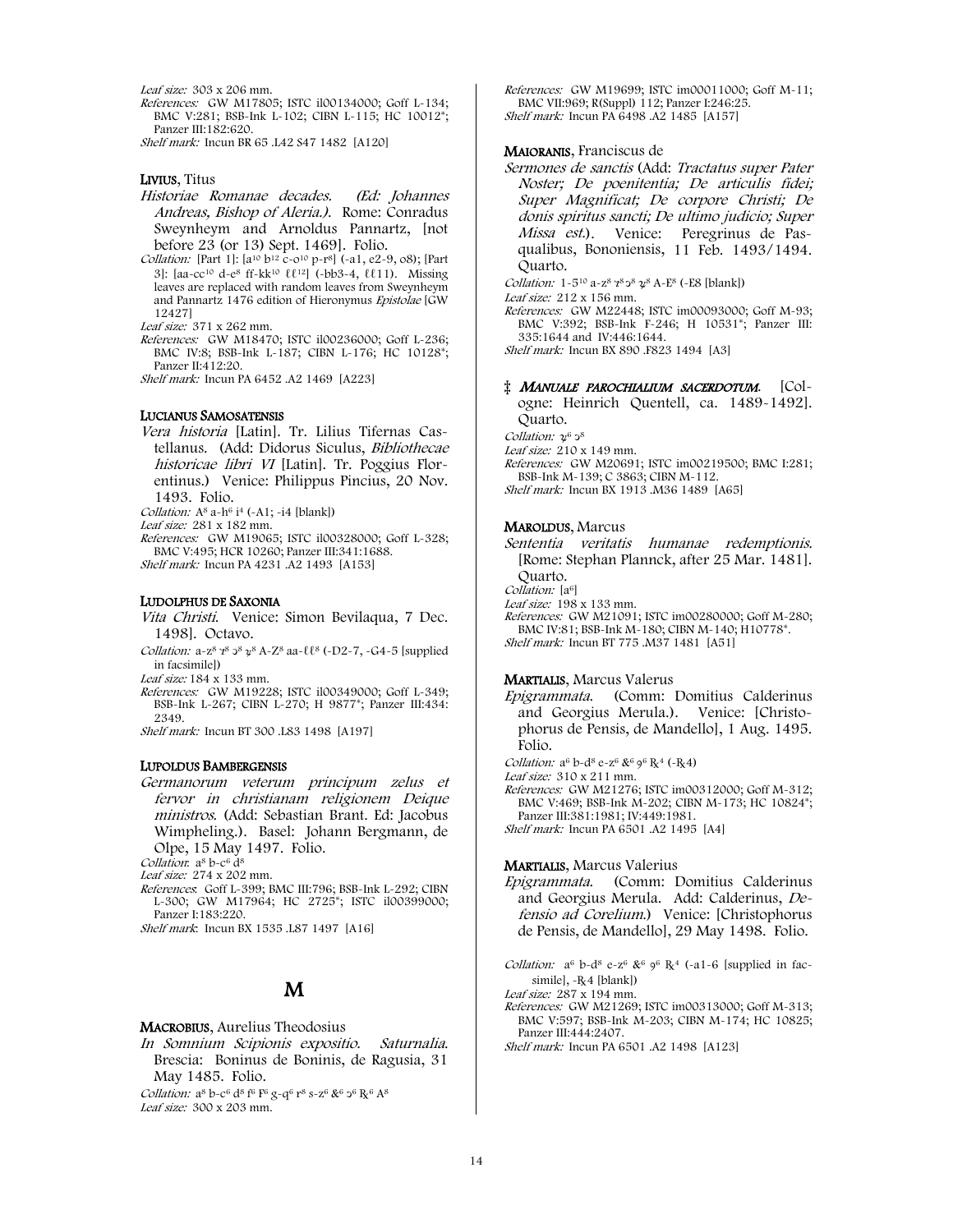*Leaf size:* 303 x 206 mm.
*References:* GW M17805; ISTC il00134000; Goff L-134; BMC V:281; BSB-Ink L-102; CIBN L-115; HC 10012*; Panzer III:182:620.
*Shelf mark:* Incun BR 65 .L42 S47 1482 [A120]

**LIVIUS**, Titus
*Historiae Romanae decades.* (Ed: Johannes Andreas, Bishop of Aleria.). Rome: Conradus Sweynheym and Arnoldus Pannartz, [not before 23 (or 13) Sept. 1469]. Folio.
*Collation:* [Part 1]: [a$^{10}$ b$^{12}$ c-o$^{10}$ p-r$^{8}$] (-a1, e2-9, o8); [Part 3]: [aa-cc$^{10}$ d-e$^{8}$ ff-kk$^{10}$ ℓℓ$^{12}$] (-bb3-4, ℓℓ11). Missing leaves are replaced with random leaves from Sweynheym and Pannartz 1476 edition of Hieronymus *Epistolae* [GW 12427]
*Leaf size:* 371 x 262 mm.
*References:* GW M18470; ISTC il00236000; Goff L-236; BMC IV:8; BSB-Ink L-187; CIBN L-176; HC 10128*; Panzer II:412:20.
*Shelf mark:* Incun PA 6452 .A2 1469 [A223]

**LUCIANUS SAMOSATENSIS**
*Vera historia* [Latin]. Tr. Lilius Tifernas Castellanus. (Add: Didorus Siculus, *Bibliothecae historicae libri VI* [Latin]. Tr. Poggius Florentinus.) Venice: Philippus Pincius, 20 Nov. 1493. Folio.
*Collation:* A$^{8}$ a-h$^{6}$ i$^{4}$ (-A1; -i4 [blank])
*Leaf size:* 281 x 182 mm.
*References:* GW M19065; ISTC il00328000; Goff L-328; BMC V:495; HCR 10260; Panzer III:341:1688.
*Shelf mark:* Incun PA 4231 .A2 1493 [A153]

**LUDOLPHUS DE SAXONIA**
*Vita Christi.* Venice: Simon Bevilaqua, 7 Dec. 1498]. Octavo.
*Collation:* a-z$^{8}$ ⁊$^{8}$ ꝯ$^{8}$ ꝝ$^{8}$ A-Z$^{8}$ aa-ℓℓ$^{8}$ (-D2-7, -G4-5 [supplied in facsimile])
*Leaf size:* 184 x 133 mm.
*References:* GW M19228; ISTC il00349000; Goff L-349; BSB-Ink L-267; CIBN L-270; H 9877*; Panzer III:434: 2349.
*Shelf mark:* Incun BT 300 .L83 1498 [A197]

**LUPOLDUS BAMBERGENSIS**
*Germanorum veterum principum zelus et fervor in christianam religionem Deique ministros.* (Add: Sebastian Brant. Ed: Jacobus Wimpheling.). Basel: Johann Bergmann, de Olpe, 15 May 1497. Folio.
*Collation*: a$^{8}$ b-c$^{6}$ d$^{8}$
*Leaf size:* 274 x 202 mm.
*References*: Goff L-399; BMC III:796; BSB-Ink L-292; CIBN L-300; GW M17964; HC 2725*; ISTC il00399000; Panzer I:183:220.
*Shelf mark*: Incun BX 1535 .L87 1497 [A16]

# M

**MACROBIUS**, Aurelius Theodosius
*In Somnium Scipionis expositio. Saturnalia.* Brescia: Boninus de Boninis, de Ragusia, 31 May 1485. Folio.
*Collation:* a$^{8}$ b-c$^{6}$ d$^{8}$ f$^{6}$ F$^{6}$ g-q$^{6}$ r$^{8}$ s-z$^{6}$ &$^{6}$ ꝯ$^{6}$ ℞$^{6}$ A$^{8}$
*Leaf size:* 300 x 203 mm.
*References:* GW M19699; ISTC im00011000; Goff M-11; BMC VII:969; R(Suppl) 112; Panzer I:246:25.
*Shelf mark:* Incun PA 6498 .A2 1485 [A157]

**MAIORANIS**, Franciscus de
*Sermones de sanctis* (Add: *Tractatus super Pater Noster; De poenitentia; De articulis fidei; Super Magnificat; De corpore Christi; De donis spiritus sancti; De ultimo judicio; Super Missa est.*). Venice: Peregrinus de Pasqualibus, Bononiensis, 11 Feb. 1493/1494. Quarto.
*Collation:* 1-5$^{10}$ a-z$^{8}$ ⁊$^{8}$ ꝯ$^{8}$ ꝝ$^{8}$ A-E$^{8}$ (-E8 [blank])
*Leaf size:* 212 x 156 mm.
*References:* GW M22448; ISTC im00093000; Goff M-93; BMC V:392; BSB-Ink F-246; H 10531*; Panzer III: 335:1644 and IV:446:1644.
*Shelf mark:* Incun BX 890 .F823 1494 [A3]

‡ ***MANUALE PAROCHIALIUM SACERDOTUM.*** [Cologne: Heinrich Quentell, ca. 1489-1492]. Quarto.
*Collation:* ꝝ$^{6}$ ꝯ$^{8}$
*Leaf size:* 210 x 149 mm.
*References:* GW M20691; ISTC im00219500; BMC I:281; BSB-Ink M-139; C 3863; CIBN M-112.
*Shelf mark:* Incun BX 1913 .M36 1489 [A65]

**MAROLDUS**, Marcus
*Sententia veritatis humanae redemptionis.* [Rome: Stephan Plannck, after 25 Mar. 1481]. Quarto.
*Collation:* [a$^{6}$]
*Leaf size:* 198 x 133 mm.
*References:* GW M21091; ISTC im00280000; Goff M-280; BMC IV:81; BSB-Ink M-180; CIBN M-140; H10778*.
*Shelf mark:* Incun BT 775 .M37 1481 [A51]

**MARTIALIS**, Marcus Valerus
*Epigrammata.* (Comm: Domitius Calderinus and Georgius Merula.). Venice: [Christophorus de Pensis, de Mandello], 1 Aug. 1495. Folio.
*Collation:* a$^{6}$ b-d$^{8}$ e-z$^{6}$ &$^{6}$ ꝯ$^{6}$ ℞$^{4}$ (-℞4)
*Leaf size:* 310 x 211 mm.
*References:* GW M21276; ISTC im00312000; Goff M-312; BMC V:469; BSB-Ink M-202; CIBN M-173; HC 10824*; Panzer III:381:1981; IV:449:1981.
*Shelf mark:* Incun PA 6501 .A2 1495 [A4]

**MARTIALIS**, Marcus Valerius
*Epigrammata.* (Comm: Domitius Calderinus and Georgius Merula. Add: Calderinus, *Defensio ad Corelium.*) Venice: [Christophorus de Pensis, de Mandello], 29 May 1498. Folio.
*Collation:* a$^{6}$ b-d$^{8}$ e-z$^{6}$ &$^{6}$ ꝯ$^{6}$ ℞$^{4}$ (-a1-6 [supplied in facsimile], -℞4 [blank])
*Leaf size:* 287 x 194 mm.
*References:* GW M21269; ISTC im00313000; Goff M-313; BMC V:597; BSB-Ink M-203; CIBN M-174; HC 10825; Panzer III:444:2407.
*Shelf mark:* Incun PA 6501 .A2 1498 [A123]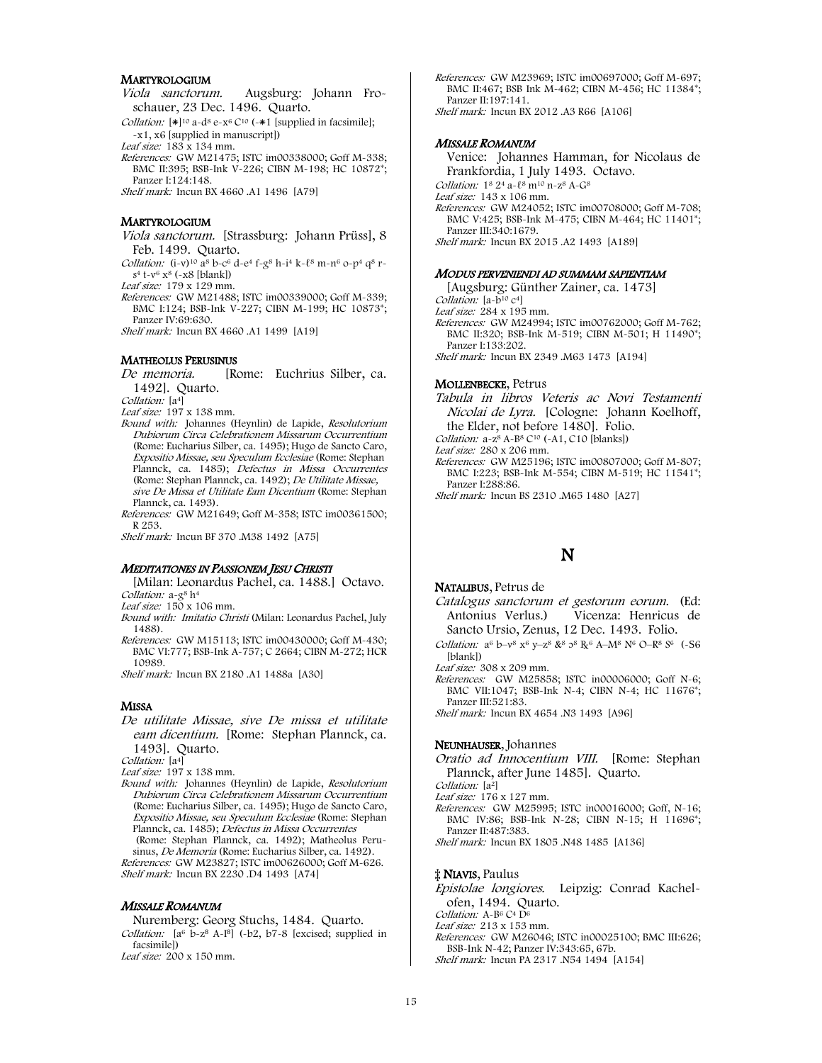**MARTYROLOGIUM**

*Viola sanctorum.* Augsburg: Johann Froschauer, 23 Dec. 1496. Quarto.

*Collation:* [∗]$^{10}$ a-d$^{8}$ e-x$^{6}$ C$^{10}$ (-∗1 [supplied in facsimile]; -x1, x6 [supplied in manuscript])

*Leaf size:* 183 x 134 mm.

*References:* GW M21475; ISTC im00338000; Goff M-338; BMC II:395; BSB-Ink V-226; CIBN M-198; HC 10872*; Panzer I:124:148.

*Shelf mark:* Incun BX 4660 .A1 1496 [A79]

**MARTYROLOGIUM**

*Viola sanctorum.* [Strassburg: Johann Prüss], 8 Feb. 1499. Quarto.

*Collation:* (i-v)$^{10}$ a$^{8}$ b-c$^{6}$ d-e$^{4}$ f-g$^{8}$ h-i$^{4}$ k-ℓ$^{8}$ m-n$^{6}$ o-p$^{4}$ q$^{8}$ r-s$^{4}$ t-v$^{6}$ x$^{8}$ (-x8 [blank])

*Leaf size:* 179 x 129 mm.

*References:* GW M21488; ISTC im00339000; Goff M-339; BMC I:124; BSB-Ink V-227; CIBN M-199; HC 10873*; Panzer IV:69:630.

*Shelf mark:* Incun BX 4660 .A1 1499 [A19]

**MATHEOLUS PERUSINUS**

*De memoria.* [Rome: Euchrius Silber, ca. 1492]. Quarto.

*Collation:* [a$^{4}$]

*Leaf size:* 197 x 138 mm.

*Bound with:* Johannes (Heynlin) de Lapide, *Resolutorium Dubiorum Circa Celebrationem Missarum Occurrentium* (Rome: Eucharius Silber, ca. 1495); Hugo de Sancto Caro, *Expositio Missae, seu Speculum Ecclesiae* (Rome: Stephan Plannck, ca. 1485); *Defectus in Missa Occurrentes* (Rome: Stephan Plannck, ca. 1492); *De Utilitate Missae, sive De Missa et Utilitate Eam Dicentium* (Rome: Stephan Plannck, ca. 1493).

*References:* GW M21649; Goff M-358; ISTC im00361500; R 253.

*Shelf mark:* Incun BF 370 .M38 1492 [A75]

***MEDITATIONES IN PASSIONEM JESU CHRISTI***

[Milan: Leonardus Pachel, ca. 1488.] Octavo.

*Collation:* a-g$^{8}$ h$^{4}$

*Leaf size:* 150 x 106 mm.

*Bound with:* *Imitatio Christi* (Milan: Leonardus Pachel, July 1488).

*References:* GW M15113; ISTC im00430000; Goff M-430; BMC VI:777; BSB-Ink A-757; C 2664; CIBN M-272; HCR 10989.

*Shelf mark:* Incun BX 2180 .A1 1488a [A30]

**MISSA**

*De utilitate Missae, sive De missa et utilitate eam dicentium.* [Rome: Stephan Plannck, ca. 1493]. Quarto.

*Collation:* [a$^{4}$]

*Leaf size:* 197 x 138 mm.

*Bound with:* Johannes (Heynlin) de Lapide, *Resolutorium Dubiorum Circa Celebrationem Missarum Occurrentium* (Rome: Eucharius Silber, ca. 1495); Hugo de Sancto Caro, *Expositio Missae, seu Speculum Ecclesiae* (Rome: Stephan Plannck, ca. 1485); *Defectus in Missa Occurrentes* (Rome: Stephan Plannck, ca. 1492); Matheolus Perusinus, *De Memoria* (Rome: Eucharius Silber, ca. 1492).

*References:* GW M23827; ISTC im00626000; Goff M-626.

*Shelf mark:* Incun BX 2230 .D4 1493 [A74]

***MISSALE ROMANUM***

Nuremberg: Georg Stuchs, 1484. Quarto.

*Collation:* [a$^{6}$ b-z$^{8}$ A-I$^{8}$] (-b2, b7-8 [excised; supplied in facsimile])

*Leaf size:* 200 x 150 mm.

*References:* GW M23969; ISTC im00697000; Goff M-697; BMC II:467; BSB Ink M-462; CIBN M-456; HC 11384*; Panzer II:197:141.

*Shelf mark:* Incun BX 2012 .A3 R66 [A106]

***MISSALE ROMANUM***

Venice: Johannes Hamman, for Nicolaus de Frankfordia, 1 July 1493. Octavo.

*Collation:* 1$^{8}$ 2$^{4}$ a-ℓ$^{8}$ m$^{10}$ n-z$^{8}$ A-G$^{8}$

*Leaf size:* 143 x 106 mm.

*References:* GW M24052; ISTC im00708000; Goff M-708; BMC V:425; BSB-Ink M-475; CIBN M-464; HC 11401*; Panzer III:340:1679.

*Shelf mark:* Incun BX 2015 .A2 1493 [A189]

***MODUS PERVENIENDI AD SUMMAM SAPIENTIAM***

[Augsburg: Günther Zainer, ca. 1473]

*Collation:* [a-b$^{10}$ c$^{4}$]

*Leaf size:* 284 x 195 mm.

*References:* GW M24994; ISTC im00762000; Goff M-762; BMC II:320; BSB-Ink M-519; CIBN M-501; H 11490*; Panzer I:133:202.

*Shelf mark:* Incun BX 2349 .M63 1473 [A194]

**MOLLENBECKE**, Petrus

*Tabula in libros Veteris ac Novi Testamenti Nicolai de Lyra.* [Cologne: Johann Koelhoff, the Elder, not before 1480]. Folio.

*Collation:* a-z$^{8}$ A-B$^{8}$ C$^{10}$ (-A1, C10 [blanks])

*Leaf size:* 280 x 206 mm.

*References:* GW M25196; ISTC im00807000; Goff M-807; BMC I:223; BSB-Ink M-554; CIBN M-519; HC 11541*; Panzer I:288:86.

*Shelf mark:* Incun BS 2310 .M65 1480 [A27]

# N

**NATALIBUS**, Petrus de

*Catalogus sanctorum et gestorum eorum.* (Ed: Antonius Verlus.) Vicenza: Henricus de Sancto Ursio, Zenus, 12 Dec. 1493. Folio.

*Collation:* a$^{6}$ b–v$^{8}$ x$^{6}$ y–z$^{8}$ &$^{8}$ ɔ$^{8}$ ℞$^{6}$ A–M$^{8}$ N$^{6}$ O–R$^{8}$ S$^{6}$ (-S6 [blank])

*Leaf size:* 308 x 209 mm.

*References:* GW M25858; ISTC in00006000; Goff N-6; BMC VII:1047; BSB-Ink N-4; CIBN N-4; HC 11676*; Panzer III:521:83.

*Shelf mark:* Incun BX 4654 .N3 1493 [A96]

**NEUNHAUSER**, Johannes

*Oratio ad Innocentium VIII.* [Rome: Stephan Plannck, after June 1485]. Quarto.

*Collation:* [a$^{2}$]

*Leaf size:* 176 x 127 mm.

*References:* GW M25995; ISTC in00016000; Goff, N-16; BMC IV:86; BSB-Ink N-28; CIBN N-15; H 11696*; Panzer II:487:383.

*Shelf mark:* Incun BX 1805 .N48 1485 [A136]

‡ **NIAVIS**, Paulus

*Epistolae longiores.* Leipzig: Conrad Kachelofen, 1494. Quarto.

*Collation:* A-B$^{6}$ C$^{4}$ D$^{6}$

*Leaf size:* 213 x 153 mm.

*References:* GW M26046; ISTC in00025100; BMC III:626; BSB-Ink N-42; Panzer IV:343:65, 67b.

*Shelf mark:* Incun PA 2317 .N54 1494 [A154]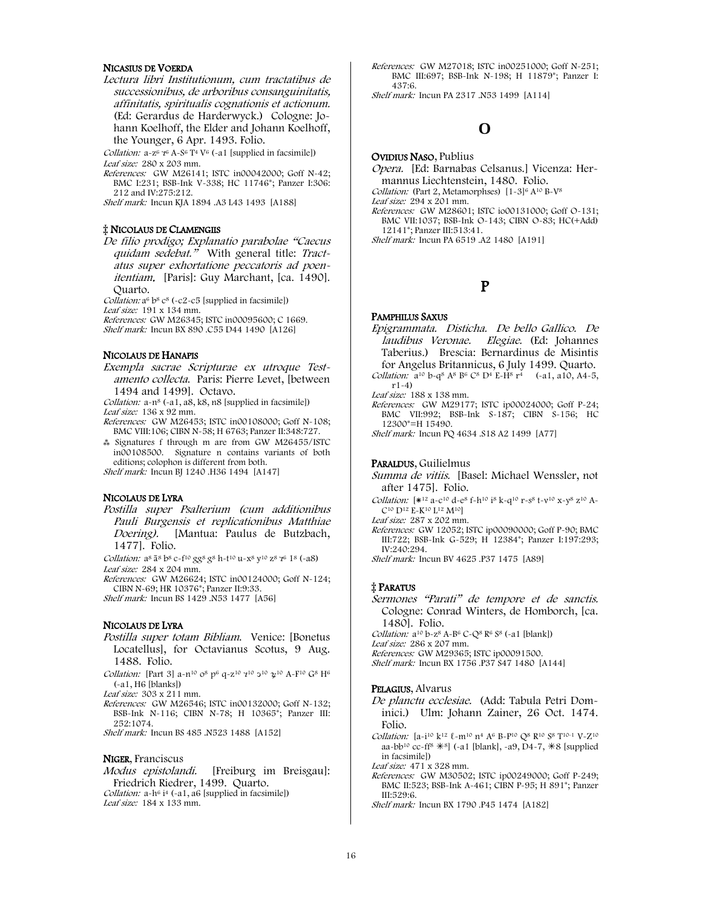**Nicasius de Voerda**

*Lectura libri Institutionum, cum tractatibus de successionibus, de arboribus consanguinitatis, affinitatis, spiritualis cognationis et actionum.* (Ed: Gerardus de Harderwyck.) Cologne: Johann Koelhoff, the Elder and Johann Koelhoff, the Younger, 6 Apr. 1493. Folio.

*Collation:* a-z⁶ ꝛ⁶ A-S⁶ T⁴ V⁶ (-a1 [supplied in facsimile])

*Leaf size:* 280 x 203 mm.

*References:* GW M26141; ISTC in00042000; Goff N-42; BMC I:231; BSB-Ink V-338; HC 11746*; Panzer I:306: 212 and IV:275:212.

*Shelf mark:* Incun KJA 1894 .A3 L43 1493 [A188]

**‡ Nicolaus de Clamengiis**

*De filio prodigo; Explanatio parabolae "Caecus quidam sedebat."* With general title: *Tractatus super exhortatione peccatoris ad poenitentiam.* [Paris]: Guy Marchant, [ca. 1490]. Quarto.

*Collation:* a⁶ b⁸ c⁸ (-c2-c5 [supplied in facsimile])

*Leaf size:* 191 x 134 mm.

*References:* GW M26345; ISTC in00095600; C 1669.

*Shelf mark:* Incun BX 890 .C55 D44 1490 [A126]

**Nicolaus de Hanapis**

*Exempla sacrae Scripturae ex utroque Testamento collecta.* Paris: Pierre Levet, [between 1494 and 1499]. Octavo.

*Collation:* a-n⁸ (-a1, a8, k8, n8 [supplied in facsimile])

*Leaf size:* 136 x 92 mm.

*References:* GW M26453; ISTC in00108000; Goff N-108; BMC VIII:106; CIBN N-58; H 6763; Panzer II:348:727.

⁂ Signatures f through m are from GW M26455/ISTC in00108500. Signature n contains variants of both editions; colophon is different from both.

*Shelf mark:* Incun BJ 1240 .H36 1494 [A147]

**Nicolaus de Lyra**

*Postilla super Psalterium (cum additionibus Pauli Burgensis et replicationibus Matthiae Doering).* [Mantua: Paulus de Butzbach, 1477]. Folio.

*Collation:* a⁸ ā⁸ b⁸ c-f¹⁰ gg⁸ g⁸ h-t¹⁰ u-x⁸ y¹⁰ z⁸ ꝛ⁶ 1⁸ (-a8)

*Leaf size:* 284 x 204 mm.

*References:* GW M26624; ISTC in00124000; Goff N-124; CIBN N-69; HR 10376*; Panzer II:9:33.

*Shelf mark:* Incun BS 1429 .N53 1477 [A56]

**Nicolaus de Lyra**

*Postilla super totam Bibliam.* Venice: [Bonetus Locatellus], for Octavianus Scotus, 9 Aug. 1488. Folio.

*Collation:* [Part 3] a-n¹⁰ o⁸ p⁶ q-z¹⁰ ꝛ¹⁰ ɔ¹⁰ ꝝ¹⁰ A-F¹⁰ G⁸ H⁶ (-a1, H6 [blanks])

*Leaf size:* 303 x 211 mm.

*References:* GW M26546; ISTC in00132000; Goff N-132; BSB-Ink N-116; CIBN N-78; H 10365*; Panzer III: 252:1074.

*Shelf mark:* Incun BS 485 .N523 1488 [A152]

**Niger**, Franciscus

*Modus epistolandi.* [Freiburg im Breisgau]: Friedrich Riedrer, 1499. Quarto.

*Collation:* a-h⁶ i⁴ (-a1, a6 [supplied in facsimile])

*Leaf size:* 184 x 133 mm.

*References:* GW M27018; ISTC in00251000; Goff N-251; BMC III:697; BSB-Ink N-198; H 11879*; Panzer I: 437:6.

*Shelf mark:* Incun PA 2317 .N53 1499 [A114]

# O

**Ovidius Naso**, Publius

*Opera.* [Ed: Barnabas Celsanus.] Vicenza: Hermannus Liechtenstein, 1480. Folio.

*Collation:* (Part 2, Metamorphses) [1-3]⁶ A¹⁰ B-V⁸

*Leaf size:* 294 x 201 mm.

*References:* GW M28601; ISTC io00131000; Goff O-131; BMC VII:1037; BSB-Ink O-143; CIBN O-83; HC(+Add) 12141*; Panzer III:513:41.

*Shelf mark:* Incun PA 6519 .A2 1480 [A191]

# P

**Pamphilus Saxus**

*Epigrammata. Disticha. De bello Gallico. De laudibus Veronae. Elegiae.* (Ed: Johannes Taberius.) Brescia: Bernardinus de Misintis for Angelus Britannicus, 6 July 1499. Quarto.

*Collation:* a¹⁰ b-q⁸ A⁸ B⁶ C⁸ D⁴ E-H⁸ r⁴ (-a1, a10, A4-5, r1-4)

*Leaf size:* 188 x 138 mm.

*References:* GW M29177; ISTC ip00024000; Goff P-24; BMC VII:992; BSB-Ink S-187; CIBN S-156; HC 12300*=H 15490.

*Shelf mark:* Incun PQ 4634 .S18 A2 1499 [A77]

**Paraldus**, Guilielmus

*Summa de vitiis.* [Basel: Michael Wenssler, not after 1475]. Folio.

*Collation:* [✱¹² a-c¹⁰ d-e⁸ f-h¹⁰ i⁸ k-q¹⁰ r-s⁸ t-v¹⁰ x-y⁸ z¹⁰ A-C¹⁰ D¹² E-K¹⁰ L¹² M¹⁰]

*Leaf size:* 287 x 202 mm.

*References:* GW 12052; ISTC ip00090000; Goff P-90; BMC III:722; BSB-Ink G-529; H 12384*; Panzer I:197:293; IV:240:294.

*Shelf mark:* Incun BV 4625 .P37 1475 [A89]

**‡ Paratus**

*Sermones "Parati" de tempore et de sanctis.* Cologne: Conrad Winters, de Homborch, [ca. 1480]. Folio.

*Collation:* a¹⁰ b-z⁸ A-B⁶ C-Q⁸ R⁶ S⁸ (-a1 [blank])

*Leaf size:* 286 x 207 mm.

*References:* GW M29365; ISTC ip00091500.

*Shelf mark:* Incun BX 1756 .P37 S47 1480 [A144]

**Pelagius**, Alvarus

*De planctu ecclesiae.* (Add: Tabula Petri Dominici.) Ulm: Johann Zainer, 26 Oct. 1474. Folio.

*Collation:* [a-i¹⁰ k¹² ℓ-m¹⁰ n⁴ A⁶ B-P¹⁰ Q⁸ R¹⁰ S⁸ T¹⁰⁻¹ V-Z¹⁰ aa-bb¹⁰ cc-ff⁸ ✳⁸] (-a1 [blank], -a9, D4-7, ✳8 [supplied in facsimile])

*Leaf size:* 471 x 328 mm.

*References:* GW M30502; ISTC ip00249000; Goff P-249; BMC II:523; BSB-Ink A-461; CIBN P-95; H 891*; Panzer III:529:6.

*Shelf mark:* Incun BX 1790 .P45 1474 [A182]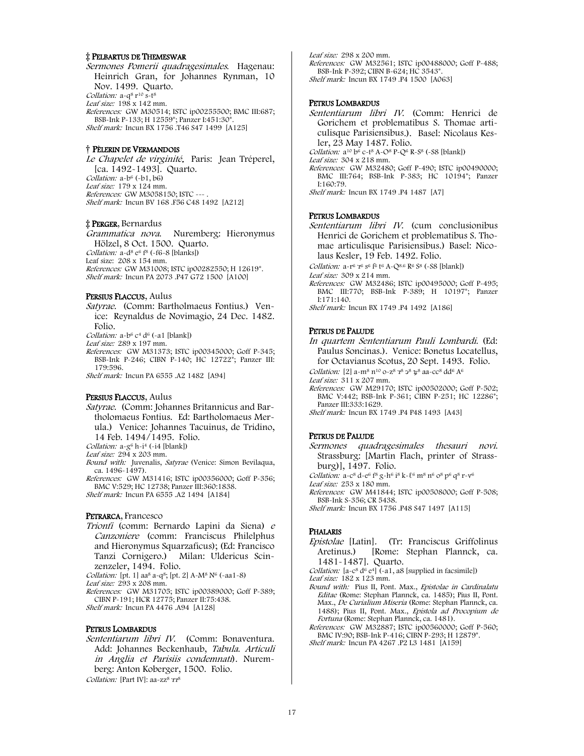**‡ PELBARTUS DE THEMESWAR**

*Sermones Pomerii quadragesimales.* Hagenau: Heinrich Gran, for Johannes Rynman, 10 Nov. 1499. Quarto.

*Collation:* a-q⁸ r¹⁰ s-t⁸

*Leaf size:* 198 x 142 mm.

*References:* GW M30514; ISTC ip00255500; BMC III:687; BSB-Ink P-133; H 12559*; Panzer I:451:30*.

*Shelf mark:* Incun BX 1756 .T46 S47 1499 [A125]

**† PÈLERIN DE VERMANDOIS**

*Le Chapelet de virginité.* Paris: Jean Tréperel, [ca. 1492-1493]. Quarto.

*Collation:* a-b⁶ (-b1, b6)

*Leaf size:* 179 x 124 mm.

*References:* GW M3058150; ISTC --- .

*Shelf mark:* Incun BV 168 .F56 C48 1492 [A212]

**‡ PERGER, Bernardus**

*Grammatica nova.* Nuremberg: Hieronymus Hölzel, 8 Oct. 1500. Quarto.

*Collation:* a-d⁸ e⁶ f⁸ (-f6-8 [blanks])

Leaf size: 208 x 154 mm.

*References:* GW M31008; ISTC ip00282550; H 12619*.

*Shelf mark:* Incun PA 2073 .P47 G72 1500 [A100]

**PERSIUS FLACCUS, Aulus**

*Satyrae.* (Comm: Bartholmaeus Fontius.) Venice: Reynaldus de Novimagio, 24 Dec. 1482. Folio.

*Collation:* a-b⁶ c⁴ d⁶ (-a1 [blank])

*Leaf size:* 289 x 197 mm.

*References:* GW M31373; ISTC ip00345000; Goff P-345; BSB-Ink P-246; CIBN P-140; HC 12722*; Panzer III: 179:596.

*Shelf mark:* Incun PA 6555 .A2 1482 [A94]

**PERSIUS FLACCUS, Aulus**

*Satyrae.* (Comm: Johannes Britannicus and Bartholomaeus Fontius. Ed: Bartholomaeus Merula.) Venice: Johannes Tacuinus, de Tridino, 14 Feb. 1494/1495. Folio.

*Collation:* a-g⁶ h-i⁴ (-i4 [blank])

*Leaf size:* 294 x 203 mm.

*Bound with:* Juvenalis, *Satyrae* (Venice: Simon Bevilaqua, ca. 1496-1497).

*References:* GW M31416; ISTC ip00356000; Goff P-356; BMC V:529; HC 12738; Panzer III:360:1838.

*Shelf mark:* Incun PA 6555 .A2 1494 [A184]

**PETRARCA, Francesco**

*Trionfi* (comm: Bernardo Lapini da Siena) *e Canzoniere* (comm: Franciscus Philelphus and Hieronymus Squarzaficus); (Ed: Francisco Tanzi Cornigero.) Milan: Uldericus Scinzenzeler, 1494. Folio.

*Collation:* [pt. 1] aa⁸ a-q⁸; [pt. 2] A-M⁸ N⁶ (-aa1-8)

*Leaf size:* 293 x 208 mm.

*References:* GW M31705; ISTC ip00389000; Goff P-389; CIBN P-191; HCR 12775; Panzer II:75:438.

*Shelf mark:* Incun PA 4476 .A94 [A128]

**PETRUS LOMBARDUS**

*Sententiarum libri IV.* (Comm: Bonaventura. Add: Johannes Beckenhaub, *Tabula. Articuli in Anglia et Parisiis condemnati*). Nuremberg: Anton Koberger, 1500. Folio.

*Collation:* [Part IV]: aa-zz⁸ ꝛꝛ⁸

*Leaf size:* 298 x 200 mm.

*References:* GW M32561; ISTC ip00488000; Goff P-488; BSB-Ink P-392; CIBN B-624; HC 3543*.

*Shelf mark:* Incun BX 1749 .P4 1500 [A063]

**PETRUS LOMBARDUS**

*Sententiarum libri IV.* (Comm: Henrici de Gorichem et problematibus S. Thomae articulisque Parisiensibus.). Basel: Nicolaus Kesler, 23 May 1487. Folio.

*Collation:* a¹⁰ b⁶ c-t⁸ A-O⁸ P-Q⁶ R-S⁸ (-S8 [blank])

*Leaf size:* 304 x 218 mm.

*References:* GW M32480; Goff P-490; ISTC ip00490000; BMC III:764; BSB-Ink P-383; HC 10194*; Panzer I:160:79.

*Shelf mark:* Incun BX 1749 .P4 1487 [A7]

**PETRUS LOMBARDUS**

*Sententiarum libri IV.* (cum conclusionibus Henrici de Gorichem et problematibus S. Thomae articulisque Parisiensibus.) Basel: Nicolaus Kesler, 19 Feb. 1492. Folio.

*Collation:* a-r⁶ ꝛ⁶ s⁶ ſ⁶ t⁶ A-Q^{8.6} R⁶ S⁸ (-S8 [blank])

*Leaf size:* 309 x 214 mm.

*References:* GW M32486; ISTC ip00495000; Goff P-495; BMC III:770; BSB-Ink P-389; H 10197*; Panzer I:171:140.

*Shelf mark:* Incun BX 1749 .P4 1492 [A186]

**PETRUS DE PALUDE**

*In quartem Sententiarum Pauli Lombardi.* (Ed: Paulus Soncinas.). Venice: Bonetus Locatellus, for Octavianus Scotus, 20 Sept. 1493. Folio.

*Collation:* [2] a-m⁸ n¹⁰ o-z⁸ ꝛ⁸ ꝯ⁸ ꝝ⁸ aa-cc⁸ dd⁶ A⁶

*Leaf size:* 311 x 207 mm.

*References:* GW M29170; ISTC ip00502000; Goff P-502; BMC V:442; BSB-Ink P-361; CIBN P-251; HC 12286*; Panzer III:333:1629.

*Shelf mark:* Incun BX 1749 .P4 P48 1493 [A43]

**PETRUS DE PALUDE**

*Sermones quadragesimales thesauri novi.* Strassburg: [Martin Flach, printer of Strassburg)], 1497. Folio.

*Collation:* a-c⁸ d-e⁶ f⁸ g-h⁶ i⁸ k-ſ⁶ m⁸ n⁶ o⁸ p⁶ q⁸ r-v⁶

*Leaf size:* 253 x 180 mm.

*References:* GW M41844; ISTC ip00508000; Goff P-508; BSB-Ink S-356; CR 5438.

*Shelf mark:* Incun BX 1756 .P48 S47 1497 [A115]

**PHALARIS**

*Epistolae* [Latin]. (Tr: Franciscus Griffolinus Aretinus.) [Rome: Stephan Plannck, ca. 1481-1487]. Quarto.

*Collation:* [a-c⁸ d⁶ e⁴] (-a1, a8 [supplied in facsimile])

*Leaf size:* 182 x 123 mm.

*Bound with:* Pius II, Pont. Max., *Epistolae in Cardinalatu Editae* (Rome: Stephan Plannck, ca. 1485); Pius II, Pont. Max., *De Curialium Miseria* (Rome: Stephan Plannck, ca. 1488); Pius II, Pont. Max., *Epistola ad Procopium de Fortuna* (Rome: Stephan Plannck, ca. 1481).

*References:* GW M32887; ISTC ip00560000; Goff P-560; BMC IV:90; BSB-Ink P-416; CIBN P-293; H 12879*.

*Shelf mark:* Incun PA 4267 .P2 L3 1481 [A159]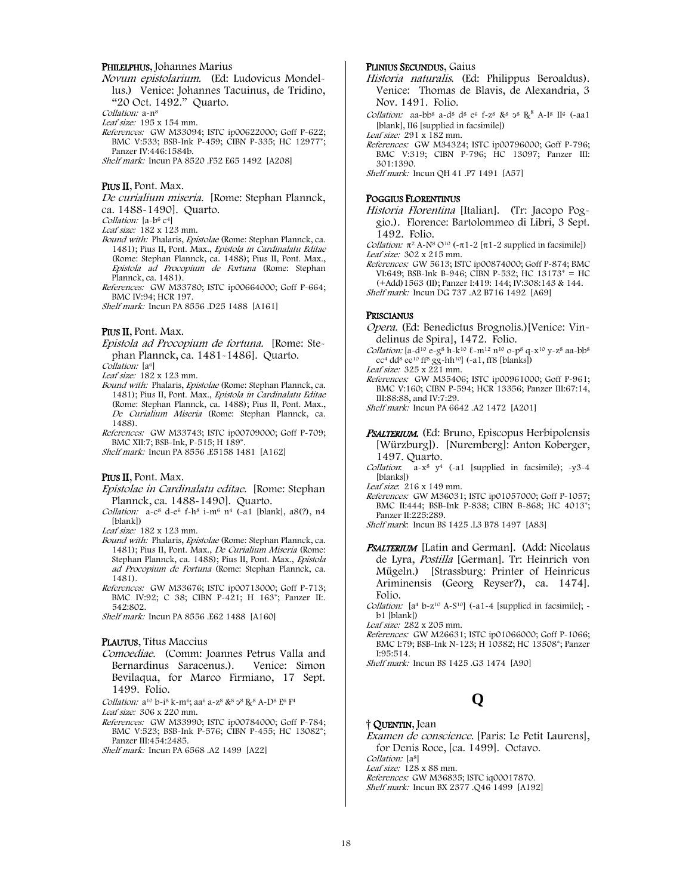**PHILELPHUS**, Johannes Marius

*Novum epistolarium.* (Ed: Ludovicus Mondellus.) Venice: Johannes Tacuinus, de Tridino, "20 Oct. 1492." Quarto.

*Collation:* a-n[8]

*Leaf size:* 195 x 154 mm.

*References:* GW M33094; ISTC ip00622000; Goff P-622; BMC V:533; BSB-Ink P-459; CIBN P-335; HC 12977*; Panzer IV:446:1584b.

*Shelf mark:* Incun PA 8520 .F52 E65 1492 [A208]

**PIUS II**, Pont. Max.

*De curialium miseria.* [Rome: Stephan Plannck, ca. 1488-1490]. Quarto.

*Collation:* [a-b[6] c[4]]

*Leaf size:* 182 x 123 mm.

*Bound with:* Phalaris, *Epistolae* (Rome: Stephan Plannck, ca. 1481); Pius II, Pont. Max., *Epistola in Cardinalatu Editae* (Rome: Stephan Plannck, ca. 1488); Pius II, Pont. Max., *Epistola ad Procopium de Fortuna* (Rome: Stephan Plannck, ca. 1481).

*References:* GW M33780; ISTC ip00664000; Goff P-664; BMC IV:94; HCR 197.

*Shelf mark:* Incun PA 8556 .D25 1488 [A161]

**PIUS II**, Pont. Max.

*Epistola ad Procopium de fortuna.* [Rome: Stephan Plannck, ca. 1481-1486]. Quarto.

*Collation:* [a[6]]

*Leaf size:* 182 x 123 mm.

*Bound with:* Phalaris, *Epistolae* (Rome: Stephan Plannck, ca. 1481); Pius II, Pont. Max., *Epistola in Cardinalatu Editae* (Rome: Stephan Plannck, ca. 1488); Pius II, Pont. Max., *De Curialium Miseria* (Rome: Stephan Plannck, ca. 1488).

*References:* GW M33743; ISTC ip00709000; Goff P-709; BMC XII:7; BSB-Ink, P-515; H 189*.

*Shelf mark:* Incun PA 8556 .E5158 1481 [A162]

**PIUS II**, Pont. Max.

*Epistolae in Cardinalatu editae.* [Rome: Stephan Plannck, ca. 1488-1490]. Quarto.

*Collation:* a-c[8] d-e[6] f-h[8] i-m[6] n[4] (-a1 [blank], a8(?), n4 [blank])

*Leaf size:* 182 x 123 mm.

*Bound with:* Phalaris, *Epistolae* (Rome: Stephan Plannck, ca. 1481); Pius II, Pont. Max., *De Curialium Miseria* (Rome: Stephan Plannck, ca. 1488); Pius II, Pont. Max., *Epistola ad Procopium de Fortuna* (Rome: Stephan Plannck, ca. 1481).

*References:* GW M33676; ISTC ip00713000; Goff P-713; BMC IV:92; C 38; CIBN P-421; H 163*; Panzer II:. 542:802.

*Shelf mark:* Incun PA 8556 .E62 1488 [A160]

**PLAUTUS**, Titus Maccius

*Comoediae.* (Comm: Joannes Petrus Valla and Bernardinus Saracenus.). Venice: Simon Bevilaqua, for Marco Firmiano, 17 Sept. 1499. Folio.

*Collation:* a[10] b-i[8] k-m[6]; aa[6] a-z[8] &[8] ɔ[8] ℞[8] A-D[8] E[6] F[4]

*Leaf size:* 306 x 220 mm.

*References:* GW M33990; ISTC ip00784000; Goff P-784; BMC V:523; BSB-Ink P-576; CIBN P-455; HC 13082*; Panzer III:454:2485.

*Shelf mark:* Incun PA 6568 .A2 1499 [A22]

**PLINIUS SECUNDUS**, Gaius

*Historia naturalis.* (Ed: Philippus Beroaldus). Venice: Thomas de Blavis, de Alexandria, 3 Nov. 1491. Folio.

*Collation:* aa-bb[8] a-d[8] d[8] e[6] f-z[8] &[8] ɔ[8] ℞[8] A-I[8] II[6] (-aa1 [blank], II6 [supplied in facsimile])

*Leaf size:* 291 x 182 mm.

*References:* GW M34324; ISTC ip00796000; Goff P-796; BMC V:319; CIBN P-796; HC 13097; Panzer III: 301:1390.

*Shelf mark:* Incun QH 41 .P7 1491 [A57]

**POGGIUS FLORENTINUS**

*Historia Florentina* [Italian]. (Tr: Jacopo Poggio.). Florence: Bartolommeo di Libri, 3 Sept. 1492. Folio.

*Collation:* π[2] A-N[8] O[10] (-π1-2 [π1-2 supplied in facsimile])

*Leaf size:* 302 x 215 mm.

*References:* GW 5613; ISTC ip00874000; Goff P-874; BMC VI:649; BSB-Ink B-946; CIBN P-532; HC 13173* = HC (+Add)1563 (II); Panzer I:419: 144; IV:308:143 & 144.

*Shelf mark:* Incun DG 737 .A2 B716 1492 [A69]

**PRISCIANUS**

*Opera.* (Ed: Benedictus Brognolis.)[Venice: Vindelinus de Spira], 1472. Folio.

*Collation:* [a-d[10] e-g[8] h-k[10] ℓ-m[12] n[10] o-p[8] q-x[10] y-z[8] aa-bb[8] cc[4] dd[8] ee[10] ff[8] gg-hh[10]] (-a1, ff8 [blanks])

*Leaf size:* 325 x 221 mm.

*References:* GW M35406; ISTC ip00961000; Goff P-961; BMC V:160; CIBN P-594; HCR 13356; Panzer III:67:14, III:88:88, and IV:7:29.

*Shelf mark:* Incun PA 6642 .A2 1472 [A201]

***PSALTERIUM.*** (Ed: Bruno, Episcopus Herbipolensis [Würzburg]). [Nuremberg]: Anton Koberger, 1497. Quarto.

*Collation*: a-x[8] y[4] (-a1 [supplied in facsimile]; -y3-4 [blanks])

*Leaf size*: 216 x 149 mm.

*References:* GW M36031; ISTC ip01057000; Goff P-1057; BMC II:444; BSB-Ink P-838; CIBN B-868; HC 4013*; Panzer II:225:289.

*Shelf mark*: Incun BS 1425 .L3 B78 1497 [A83]

***PSALTERIUM*** [Latin and German]. (Add: Nicolaus de Lyra, *Postilla* [German]. Tr: Heinrich von Mügeln.) [Strassburg: Printer of Heinricus Ariminensis (Georg Reyser?), ca. 1474]. Folio.

*Collation:* [a[4] b-z[10] A-S[10]] (-a1-4 [supplied in facsimile]; -b1 [blank])

*Leaf size:* 282 x 205 mm.

*References:* GW M26631; ISTC ip01066000; Goff P-1066; BMC I:79; BSB-Ink N-123; H 10382; HC 13508*; Panzer I:95:514.

*Shelf mark:* Incun BS 1425 .G3 1474 [A90]

# Q

**† QUENTIN**, Jean

*Examen de conscience.* [Paris: Le Petit Laurens], for Denis Roce, [ca. 1499]. Octavo.

*Collation:* [a[8]]

*Leaf size:* 128 x 88 mm.

*References:* GW M36835; ISTC iq00017870.

*Shelf mark:* Incun BX 2377 .Q46 1499 [A192]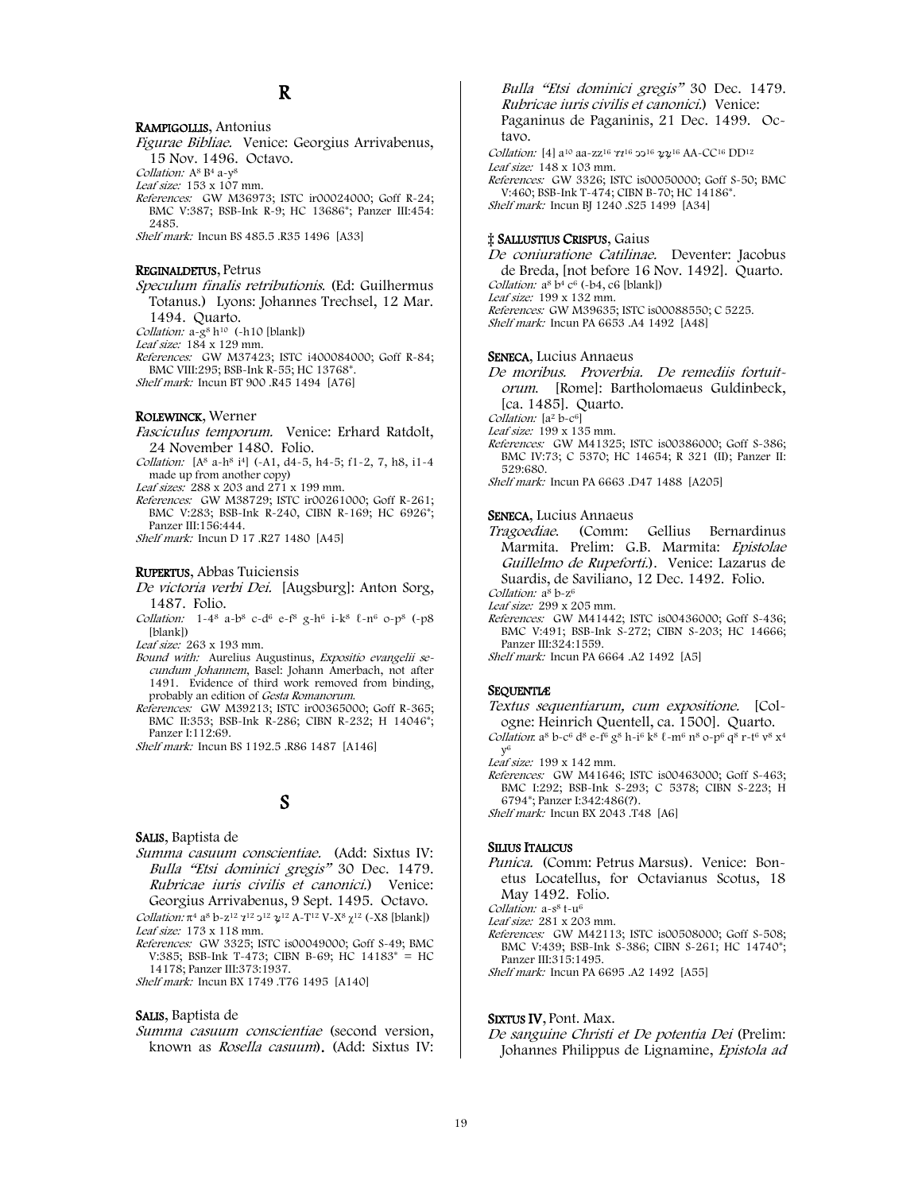# R

**Rampigollis**, Antonius

*Figurae Bibliae.* Venice: Georgius Arrivabenus, 15 Nov. 1496. Octavo.

*Collation:* $A^8$ $B^4$ a-$y^8$

*Leaf size:* 153 x 107 mm.

*References:* GW M36973; ISTC ir00024000; Goff R-24; BMC V:387; BSB-Ink R-9; HC 13686*; Panzer III:454: 2485.

*Shelf mark:* Incun BS 485.5 .R35 1496 [A33]

**Reginaldetus**, Petrus

*Speculum finalis retributionis.* (Ed: Guilhermus Totanus.) Lyons: Johannes Trechsel, 12 Mar. 1494. Quarto.

*Collation:* a-$g^8$ $h^{10}$ (-h10 [blank])

*Leaf size:* 184 x 129 mm.

*References:* GW M37423; ISTC i400084000; Goff R-84; BMC VIII:295; BSB-Ink R-55; HC 13768*.

*Shelf mark:* Incun BT 900 .R45 1494 [A76]

**Rolewinck**, Werner

*Fasciculus temporum.* Venice: Erhard Ratdolt, 24 November 1480. Folio.

*Collation:* [$A^8$ a-$h^8$ $i^4$] (-A1, d4-5, h4-5; f1-2, 7, h8, i1-4 made up from another copy)

*Leaf sizes:* 288 x 203 and 271 x 199 mm.

*References:* GW M38729; ISTC ir00261000; Goff R-261; BMC V:283; BSB-Ink R-240, CIBN R-169; HC 6926*; Panzer III:156:444.

*Shelf mark:* Incun D 17 .R27 1480 [A45]

**Rupertus**, Abbas Tuiciensis

*De victoria verbi Dei.* [Augsburg]: Anton Sorg, 1487. Folio.

*Collation:* 1-$4^8$ a-$b^8$ c-$d^6$ e-$f^8$ g-$h^6$ i-$k^8$ ℓ-$n^6$ o-$p^8$ (-p8 [blank])

*Leaf size:* 263 x 193 mm.

*Bound with:* Aurelius Augustinus, *Expositio evangelii secundum Johannem*, Basel: Johann Amerbach, not after 1491. Evidence of third work removed from binding, probably an edition of *Gesta Romanorum.*

*References:* GW M39213; ISTC ir00365000; Goff R-365; BMC II:353; BSB-Ink R-286; CIBN R-232; H 14046*; Panzer I:112:69.

*Shelf mark:* Incun BS 1192.5 .R86 1487 [A146]

# S

**Salis**, Baptista de

*Summa casuum conscientiae.* (Add: Sixtus IV: *Bulla "Etsi dominici gregis"* 30 Dec. 1479. *Rubricae iuris civilis et canonici.*) Venice: Georgius Arrivabenus, 9 Sept. 1495. Octavo.

*Collation:* $\pi^4$ $a^8$ b-$z^{12}$ $ɿ^{12}$ $ɔ^{12}$ $ɋ^{12}$ A-$T^{12}$ V-$X^8$ $\chi^{12}$ (-X8 [blank])

*Leaf size:* 173 x 118 mm.

*References:* GW 3325; ISTC is00049000; Goff S-49; BMC V:385; BSB-Ink T-473; CIBN B-69; HC 14183* = HC 14178; Panzer III:373:1937.

*Shelf mark:* Incun BX 1749 .T76 1495 [A140]

**Salis**, Baptista de

*Summa casuum conscientiae* (second version, known as *Rosella casuum*). (Add: Sixtus IV: *Bulla "Etsi dominici gregis"* 30 Dec. 1479. *Rubricae iuris civilis et canonici.*) Venice: Paganinus de Paganinis, 21 Dec. 1499. Octavo.

*Collation:* [4] $a^{10}$ aa-$zz^{16}$ $ɿɿ^{16}$ $ɔɔ^{16}$ $ɋɋ^{16}$ AA-$CC^{16}$ $DD^{12}$

*Leaf size:* 148 x 103 mm.

*References:* GW 3326; ISTC is00050000; Goff S-50; BMC V:460; BSB-Ink T-474; CIBN B-70; HC 14186*.

*Shelf mark:* Incun BJ 1240 .S25 1499 [A34]

‡ **Sallustius Crispus**, Gaius

*De coniuratione Catilinae.* Deventer: Jacobus de Breda, [not before 16 Nov. 1492]. Quarto.

*Collation:* $a^8$ $b^4$ $c^6$ (-b4, c6 [blank])

*Leaf size:* 199 x 132 mm.

*References:* GW M39635; ISTC is00088550; C 5225.

*Shelf mark:* Incun PA 6653 .A4 1492 [A48]

**Seneca**, Lucius Annaeus

*De moribus. Proverbia. De remediis fortuitorum.* [Rome]: Bartholomaeus Guldinbeck, [ca. 1485]. Quarto.

*Collation:* [$a^2$ b-$c^6$]

*Leaf size:* 199 x 135 mm.

*References:* GW M41325; ISTC is00386000; Goff S-386; BMC IV:73; C 5370; HC 14654; R 321 (II); Panzer II: 529:680.

*Shelf mark:* Incun PA 6663 .D47 1488 [A205]

**Seneca**, Lucius Annaeus

*Tragoediae.* (Comm: Gellius Bernardinus Marmita. Prelim: G.B. Marmita: *Epistolae Guillelmo de Rupeforti.*). Venice: Lazarus de Suardis, de Saviliano, 12 Dec. 1492. Folio.

*Collation:* $a^8$ b-$z^6$

*Leaf size:* 299 x 205 mm.

*References:* GW M41442; ISTC is00436000; Goff S-436; BMC V:491; BSB-Ink S-272; CIBN S-203; HC 14666; Panzer III:324:1559.

*Shelf mark:* Incun PA 6664 .A2 1492 [A5]

**Sequentiæ**

*Textus sequentiarum, cum expositione.* [Cologne: Heinrich Quentell, ca. 1500]. Quarto.

*Collation:* $a^8$ b-$c^6$ $d^8$ e-$f^6$ $g^8$ h-$i^6$ $k^8$ ℓ-$m^6$ $n^8$ o-$p^6$ $q^8$ r-$t^6$ $v^8$ $x^4$ $y^6$

*Leaf size:* 199 x 142 mm.

*References:* GW M41646; ISTC is00463000; Goff S-463; BMC I:292; BSB-Ink S-293; C 5378; CIBN S-223; H 6794*; Panzer I:342:486(?).

*Shelf mark:* Incun BX 2043 .T48 [A6]

**Silius Italicus**

*Punica.* (Comm: Petrus Marsus). Venice: Bonetus Locatellus, for Octavianus Scotus, 18 May 1492. Folio.

*Collation:* a-$s^8$ t-$u^6$

*Leaf size:* 281 x 203 mm.

*References:* GW M42113; ISTC is00508000; Goff S-508; BMC V:439; BSB-Ink S-386; CIBN S-261; HC 14740*; Panzer III:315:1495.

*Shelf mark:* Incun PA 6695 .A2 1492 [A55]

**Sixtus IV**, Pont. Max.

*De sanguine Christi et De potentia Dei* (Prelim: Johannes Philippus de Lignamine, *Epistola ad*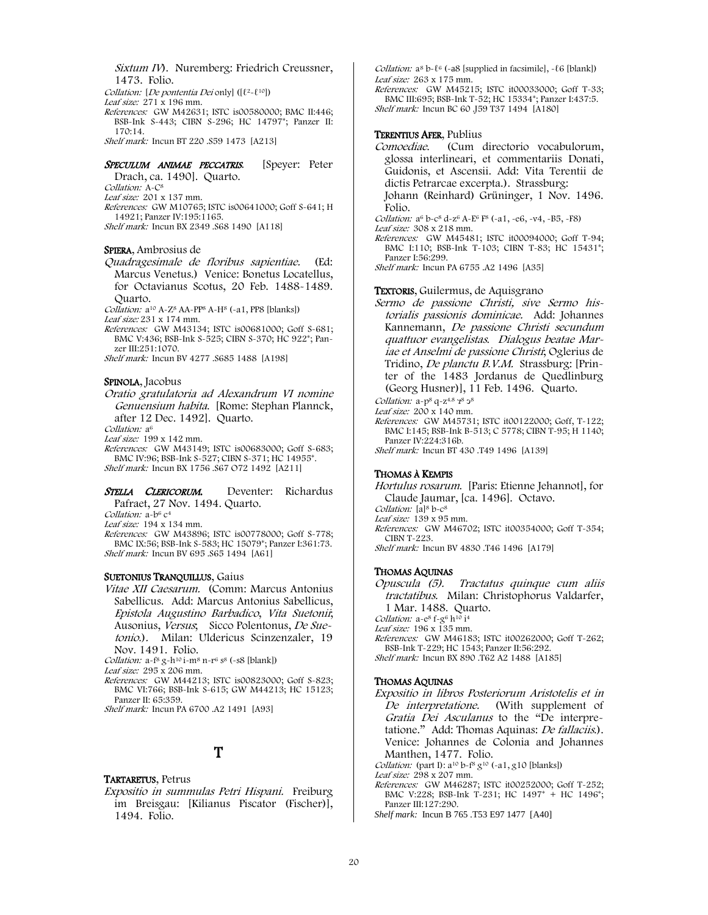*Sixtum IV*). Nuremberg: Friedrich Creussner, 1473. Folio.
*Collation:* [*De pontentia Dei* only] ([ℓ$^{2}$-ℓ$^{10}$])
*Leaf size:* 271 x 196 mm.
*References:* GW M42631; ISTC is00580000; BMC II:446; BSB-Ink S-443; CIBN S-296; HC 14797*; Panzer II: 170:14.
*Shelf mark:* Incun BT 220 .S59 1473 [A213]

**SPECULUM ANIMAE PECCATRIS**. [Speyer: Peter Drach, ca. 1490]. Quarto.
*Collation:* A-C$^{8}$
*Leaf size:* 201 x 137 mm.
*References:* GW M10765; ISTC is00641000; Goff S-641; H 14921; Panzer IV:195:1165.
*Shelf mark:* Incun BX 2349 .S68 1490 [A118]

**SPIERA**, Ambrosius de
*Quadragesimale de floribus sapientiae.* (Ed: Marcus Venetus.) Venice: Bonetus Locatellus, for Octavianus Scotus, 20 Feb. 1488-1489. Quarto.
*Collation:* a$^{10}$ A-Z$^{8}$ AA-PP$^{8}$ A-H$^{8}$ (-a1, PP8 [blanks])
*Leaf size:* 231 x 174 mm.
*References:* GW M43134; ISTC is00681000; Goff S-681; BMC V:436; BSB-Ink S-525; CIBN S-370; HC 922*; Panzer III:251:1070.
*Shelf mark:* Incun BV 4277 .S685 1488 [A198]

**SPINOLA**, Jacobus
*Oratio gratulatoria ad Alexandrum VI nomine Genuensium habita.* [Rome: Stephan Plannck, after 12 Dec. 1492]. Quarto.
*Collation:* a$^{6}$
*Leaf size:* 199 x 142 mm.
*References:* GW M43149; ISTC is00683000; Goff S-683; BMC IV:96; BSB-Ink S-527; CIBN S-371; HC 14955*.
*Shelf mark:* Incun BX 1756 .S67 O72 1492 [A211]

**STELLA CLERICORUM.** Deventer: Richardus Pafraet, 27 Nov. 1494. Quarto.
*Collation:* a-b$^{6}$ c$^{4}$
*Leaf size:* 194 x 134 mm.
*References:* GW M43896; ISTC is00778000; Goff S-778; BMC IX:56; BSB-Ink S-583; HC 15079*; Panzer I:361:73.
*Shelf mark:* Incun BV 695 .S65 1494 [A61]

**SUETONIUS TRANQUILLUS**, Gaius
*Vitae XII Caesarum.* (Comm: Marcus Antonius Sabellicus. Add: Marcus Antonius Sabellicus, *Epistola Augustino Barbadico*, *Vita Suetonii*; Ausonius, *Versus*; Sicco Polentonus, *De Suetonio.*). Milan: Uldericus Scinzenzaler, 19 Nov. 1491. Folio.
*Collation:* a-f$^{8}$ g-h$^{10}$ i-m$^{8}$ n-r$^{6}$ s$^{8}$ (-s8 [blank])
*Leaf size:* 295 x 206 mm.
*References:* GW M44213; ISTC is00823000; Goff S-823; BMC VI:766; BSB-Ink S-615; GW M44213; HC 15123; Panzer II: 65:359.
*Shelf mark:* Incun PA 6700 .A2 1491 [A93]

# T

**TARTARETUS**, Petrus
*Expositio in summulas Petri Hispani.* Freiburg im Breisgau: [Kilianus Piscator (Fischer)], 1494. Folio.
*Collation:* a$^{8}$ b-ℓ$^{6}$ (-a8 [supplied in facsimile], -ℓ6 [blank])
*Leaf size:* 263 x 175 mm.
*References:* GW M45215; ISTC it00033000; Goff T-33; BMC III:695; BSB-Ink T-52; HC 15334*; Panzer I:437:5.
*Shelf mark:* Incun BC 60 .J59 T37 1494 [A180]

**TERENTIUS AFER**, Publius
*Comoediae.* (Cum directorio vocabulorum, glossa interlineari, et commentariis Donati, Guidonis, et Ascensii. Add: Vita Terentii de dictis Petrarcae excerpta.). Strassburg: Johann (Reinhard) Grüninger, 1 Nov. 1496. Folio.
*Collation:* a$^{6}$ b-c$^{8}$ d-z$^{6}$ A-E$^{6}$ F$^{8}$ (-a1, -e6, -v4, -B5, -F8)
*Leaf size:* 308 x 218 mm.
*References:* GW M45481; ISTC it00094000; Goff T-94; BMC I:110; BSB-Ink T-103; CIBN T-83; HC 15431*; Panzer I:56:299.
*Shelf mark:* Incun PA 6755 .A2 1496 [A35]

**TEXTORIS**, Guilermus, de Aquisgrano
*Sermo de passione Christi, sive Sermo historialis passionis dominicae.* Add: Johannes Kannemann, *De passione Christi secundum quattuor evangelistas. Dialogus beatae Mariae et Anselmi de passione Christi*; Oglerius de Tridino, *De planctu B.V.M.* Strassburg: [Printer of the 1483 Jordanus de Quedlinburg (Georg Husner)], 11 Feb. 1496. Quarto.
*Collation:* a-p$^{8}$ q-z$^{4.8}$ ꝛ$^{8}$ ꝯ$^{8}$
*Leaf size:* 200 x 140 mm.
*References:* GW M45731; ISTC it00122000; Goff, T-122; BMC I:145; BSB-Ink B-513; C 5778; CIBN T-95; H 1140; Panzer IV:224:316b.
*Shelf mark:* Incun BT 430 .T49 1496 [A139]

**THOMAS À KEMPIS**
*Hortulus rosarum.* [Paris: Etienne Jehannot], for Claude Jaumar, [ca. 1496]. Octavo.
*Collation:* [a]$^{8}$ b-c$^{8}$
*Leaf size:* 139 x 95 mm.
*References:* GW M46702; ISTC it00354000; Goff T-354; CIBN T-223.
*Shelf mark:* Incun BV 4830 .T46 1496 [A179]

**THOMAS AQUINAS**
*Opuscula (5). Tractatus quinque cum aliis tractatibus.* Milan: Christophorus Valdarfer, 1 Mar. 1488. Quarto.
*Collation:* a-e$^{8}$ f-g$^{6}$ h$^{10}$ i$^{4}$
*Leaf size:* 196 x 135 mm.
*References:* GW M46183; ISTC it00262000; Goff T-262; BSB-Ink T-229; HC 1543; Panzer II:56:292.
*Shelf mark:* Incun BX 890 .T62 A2 1488 [A185]

**THOMAS AQUINAS**
*Expositio in libros Posteriorum Aristotelis et in De interpretatione.* (With supplement of *Gratia Dei Asculanus* to the "De interpretatione." Add: Thomas Aquinas: *De fallaciis.*). Venice: Johannes de Colonia and Johannes Manthen, 1477. Folio.
*Collation:* (part I): a$^{10}$ b-f$^{8}$ g$^{10}$ (-a1, g10 [blanks])
*Leaf size:* 298 x 207 mm.
*References:* GW M46287; ISTC it00252000; Goff T-252; BMC V:228; BSB-Ink T-231; HC 1497* + HC 1496*; Panzer III:127:290.
*Shelf mark:* Incun B 765 .T53 E97 1477 [A40]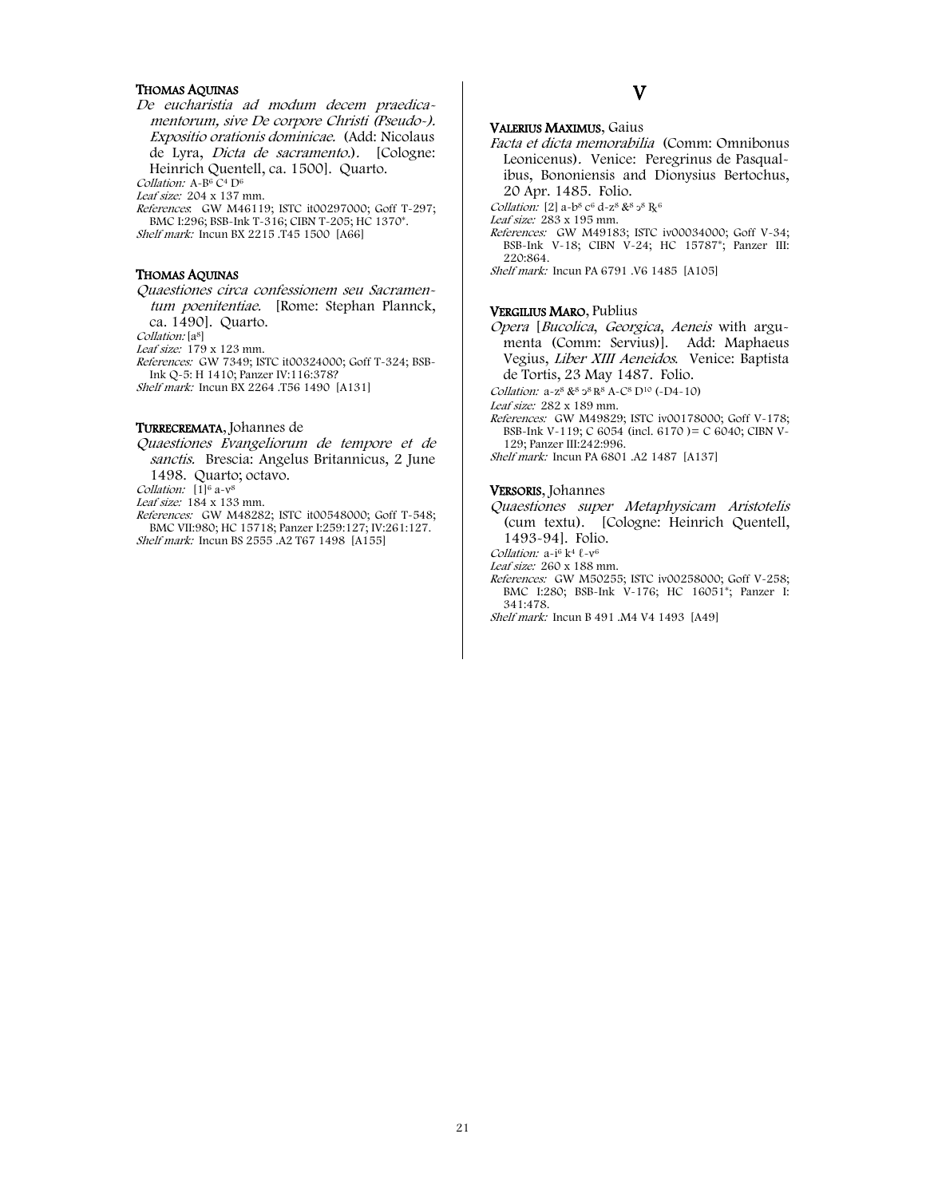**THOMAS AQUINAS**

*De eucharistia ad modum decem praedicamentorum, sive De corpore Christi (Pseudo-). Expositio orationis dominicae.* (Add: Nicolaus de Lyra, *Dicta de sacramento*.). [Cologne: Heinrich Quentell, ca. 1500]. Quarto.

*Collation:* A-B$^{6}$ C$^{4}$ D$^{6}$

*Leaf size:* 204 x 137 mm.

*References:* GW M46119; ISTC it00297000; Goff T-297; BMC I:296; BSB-Ink T-316; CIBN T-205; HC 1370*.

*Shelf mark:* Incun BX 2215 .T45 1500 [A66]

**THOMAS AQUINAS**

*Quaestiones circa confessionem seu Sacramentum poenitentiae.* [Rome: Stephan Plannck, ca. 1490]. Quarto.

*Collation:* [a$^{8}$]

*Leaf size:* 179 x 123 mm.

*References:* GW 7349; ISTC it00324000; Goff T-324; BSB-Ink Q-5: H 1410; Panzer IV:116:378?

*Shelf mark:* Incun BX 2264 .T56 1490 [A131]

**TURRECREMATA**, Johannes de

*Quaestiones Evangeliorum de tempore et de sanctis.* Brescia: Angelus Britannicus, 2 June 1498. Quarto; octavo.

*Collation:* [1]$^{6}$ a-v$^{8}$

*Leaf size:* 184 x 133 mm.

*References:* GW M48282; ISTC it00548000; Goff T-548; BMC VII:980; HC 15718; Panzer I:259:127; IV:261:127.

*Shelf mark:* Incun BS 2555 .A2 T67 1498 [A155]

# V

**VALERIUS MAXIMUS**, Gaius

*Facta et dicta memorabilia* (Comm: Omnibonus Leonicenus). Venice: Peregrinus de Pasqualibus, Bononiensis and Dionysius Bertochus, 20 Apr. 1485. Folio.

*Collation:* [2] a-b$^{8}$ c$^{6}$ d-z$^{8}$ &$^{8}$ ɔ$^{8}$ ℞$^{6}$

*Leaf size:* 283 x 195 mm.

*References:* GW M49183; ISTC iv00034000; Goff V-34; BSB-Ink V-18; CIBN V-24; HC 15787*; Panzer III: 220:864.

*Shelf mark:* Incun PA 6791 .V6 1485 [A105]

**VERGILIUS MARO**, Publius

*Opera* [*Bucolica*, *Georgica*, *Aeneis* with argumenta (Comm: Servius)]. Add: Maphaeus Vegius, *Liber XIII Aeneidos*. Venice: Baptista de Tortis, 23 May 1487. Folio.

*Collation:* a-z$^{8}$ &$^{8}$ ɔ$^{8}$ R$^{8}$ A-C$^{8}$ D$^{10}$ (-D4-10)

*Leaf size:* 282 x 189 mm.

*References:* GW M49829; ISTC iv00178000; Goff V-178; BSB-Ink V-119; C 6054 (incl. 6170 )= C 6040; CIBN V-129; Panzer III:242:996.

*Shelf mark:* Incun PA 6801 .A2 1487 [A137]

**VERSORIS**, Johannes

*Quaestiones super Metaphysicam Aristotelis* (cum textu). [Cologne: Heinrich Quentell, 1493-94]. Folio.

*Collation:* a-i$^{6}$ k$^{4}$ ℓ-v$^{6}$

*Leaf size:* 260 x 188 mm.

*References:* GW M50255; ISTC iv00258000; Goff V-258; BMC I:280; BSB-Ink V-176; HC 16051*; Panzer I: 341:478.

*Shelf mark:* Incun B 491 .M4 V4 1493 [A49]